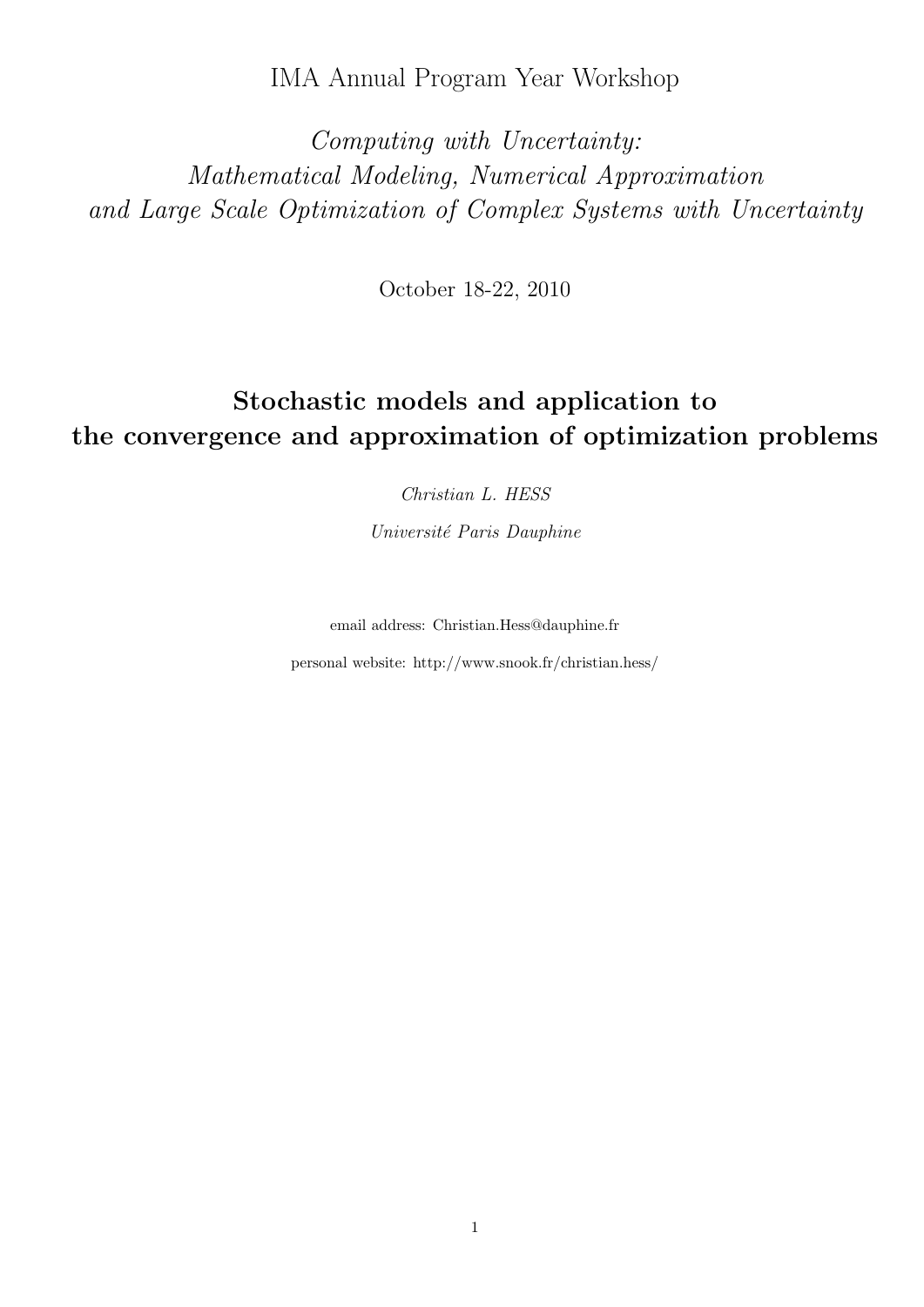IMA Annual Program Year Workshop

*Computing with Uncertainty:*
*Mathematical Modeling, Numerical Approximation*
*and Large Scale Optimization of Complex Systems with Uncertainty*

October 18-22, 2010

# Stochastic models and application to the convergence and approximation of optimization problems

*Christian L. HESS*

*Université Paris Dauphine*

email address: Christian.Hess@dauphine.fr

personal website: http://www.snook.fr/christian.hess/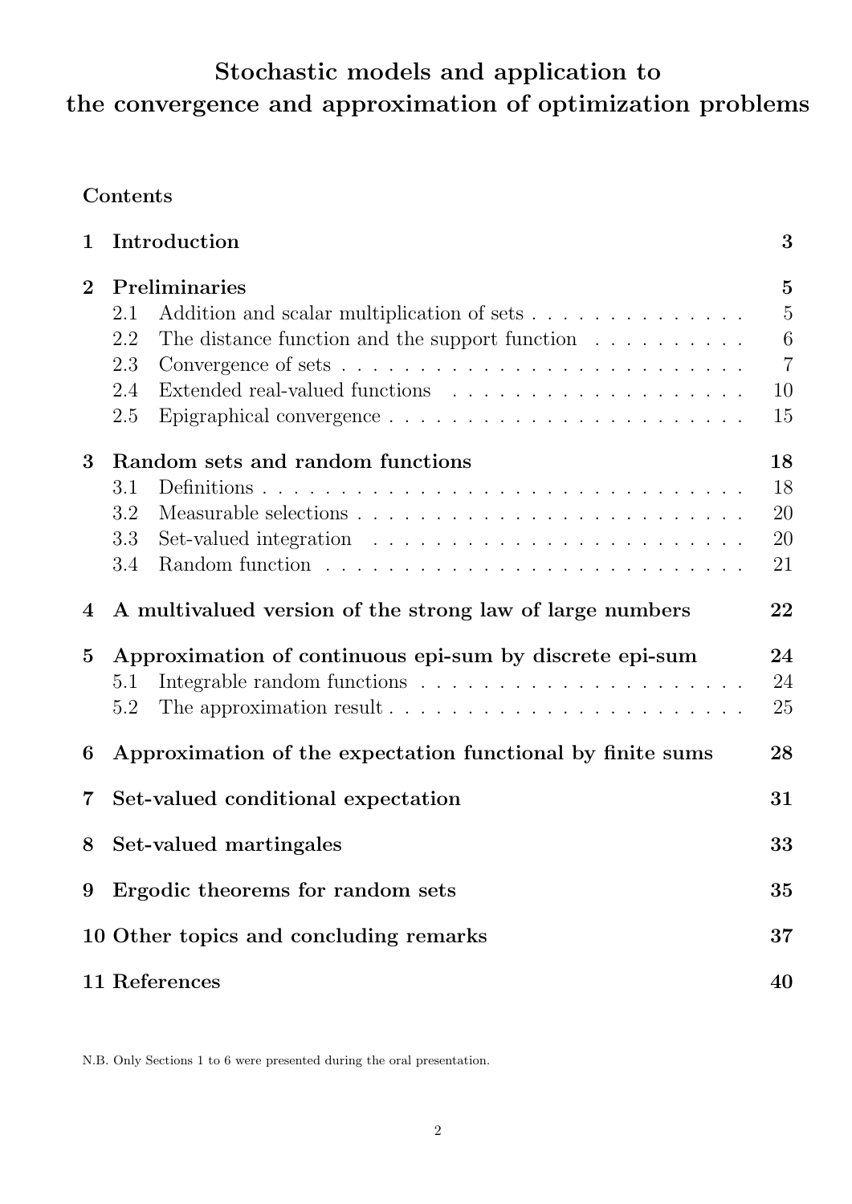# Stochastic models and application to the convergence and approximation of optimization problems

## Contents

| | | |
|---|---|---|
| **1** | **Introduction** | **3** |
| **2** | **Preliminaries** | **5** |
| | 2.1 Addition and scalar multiplication of sets | 5 |
| | 2.2 The distance function and the support function | 6 |
| | 2.3 Convergence of sets | 7 |
| | 2.4 Extended real-valued functions | 10 |
| | 2.5 Epigraphical convergence | 15 |
| **3** | **Random sets and random functions** | **18** |
| | 3.1 Definitions | 18 |
| | 3.2 Measurable selections | 20 |
| | 3.3 Set-valued integration | 20 |
| | 3.4 Random function | 21 |
| **4** | **A multivalued version of the strong law of large numbers** | **22** |
| **5** | **Approximation of continuous epi-sum by discrete epi-sum** | **24** |
| | 5.1 Integrable random functions | 24 |
| | 5.2 The approximation result | 25 |
| **6** | **Approximation of the expectation functional by finite sums** | **28** |
| **7** | **Set-valued conditional expectation** | **31** |
| **8** | **Set-valued martingales** | **33** |
| **9** | **Ergodic theorems for random sets** | **35** |
| **10** | **Other topics and concluding remarks** | **37** |
| **11** | **References** | **40** |

N.B. Only Sections 1 to 6 were presented during the oral presentation.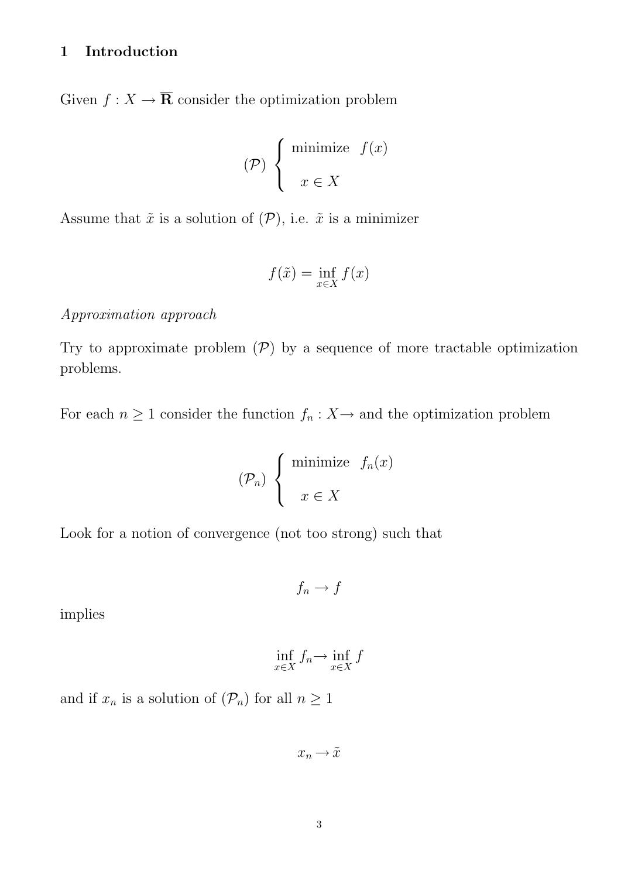## 1 Introduction

Given $f : X \to \overline{\mathbf{R}}$ consider the optimization problem

$$(\mathcal{P}) \begin{cases} \text{minimize} & f(x) \\ & x \in X \end{cases}$$

Assume that $\tilde{x}$ is a solution of $(\mathcal{P})$, i.e. $\tilde{x}$ is a minimizer

$$f(\tilde{x}) = \inf_{x \in X} f(x)$$

*Approximation approach*

Try to approximate problem $(\mathcal{P})$ by a sequence of more tractable optimization problems.

For each $n \geq 1$ consider the function $f_n : X \to$ and the optimization problem

$$(\mathcal{P}_n) \begin{cases} \text{minimize} & f_n(x) \\ & x \in X \end{cases}$$

Look for a notion of convergence (not too strong) such that

$$f_n \to f$$

implies

$$\inf_{x \in X} f_n \to \inf_{x \in X} f$$

and if $x_n$ is a solution of $(\mathcal{P}_n)$ for all $n \geq 1$

$$x_n \to \tilde{x}$$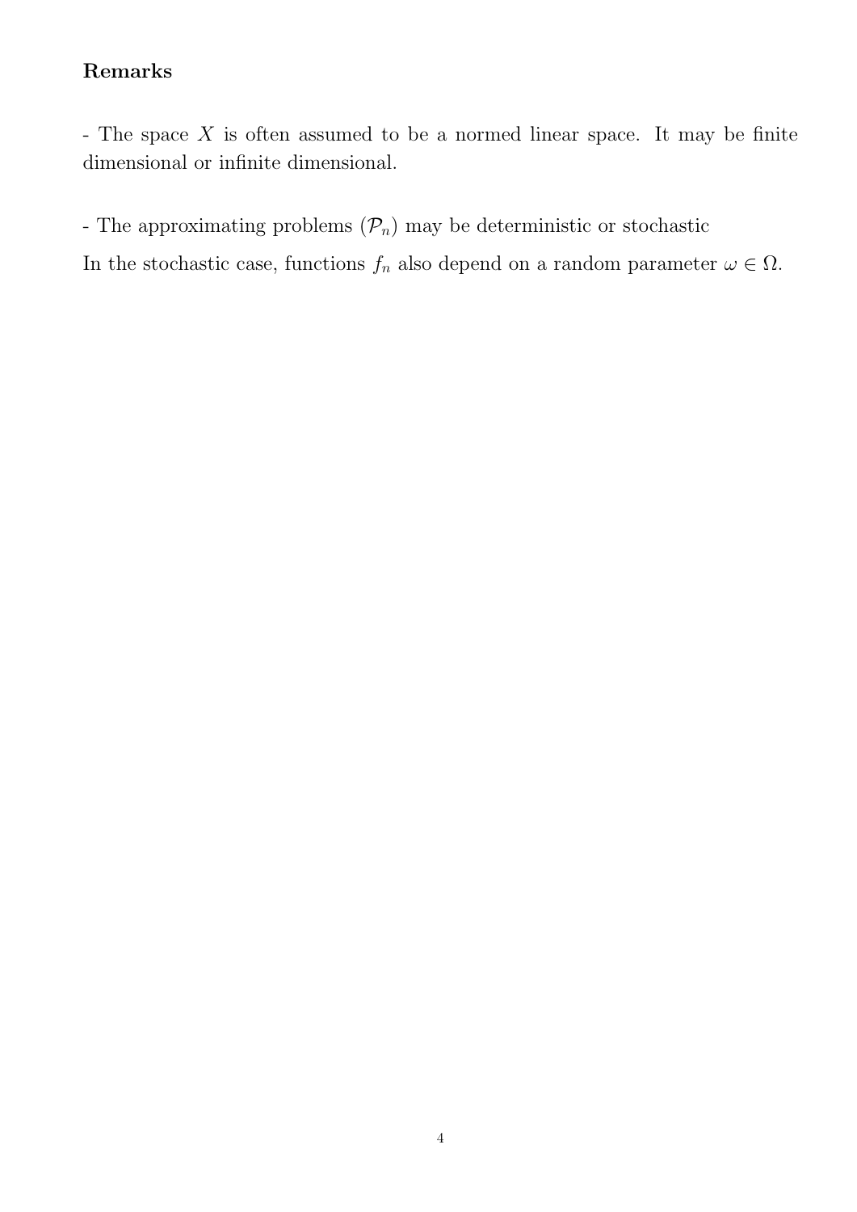**Remarks**

- The space $X$ is often assumed to be a normed linear space. It may be finite dimensional or infinite dimensional.

- The approximating problems $(\mathcal{P}_n)$ may be deterministic or stochastic

In the stochastic case, functions $f_n$ also depend on a random parameter $\omega \in \Omega$.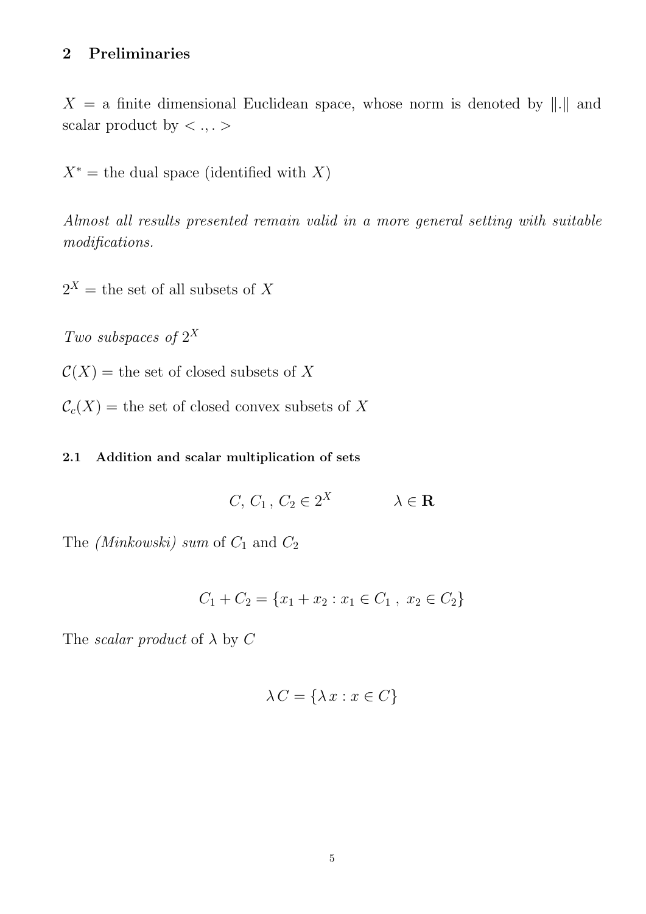## 2 Preliminaries

$X$ = a finite dimensional Euclidean space, whose norm is denoted by $\|.\|$ and scalar product by $< .,. >$

$X^*$ = the dual space (identified with $X$)

*Almost all results presented remain valid in a more general setting with suitable modifications.*

$2^X$ = the set of all subsets of $X$

*Two subspaces of* $2^X$

$\mathcal{C}(X)$ = the set of closed subsets of $X$

$\mathcal{C}_c(X)$ = the set of closed convex subsets of $X$

### 2.1 Addition and scalar multiplication of sets

$$C,\, C_1\,,\, C_2 \in 2^X \qquad\qquad \lambda \in \mathbf{R}$$

The *(Minkowski) sum* of $C_1$ and $C_2$

$$C_1 + C_2 = \{x_1 + x_2 : x_1 \in C_1\,,\ x_2 \in C_2\}$$

The *scalar product* of $\lambda$ by $C$

$$\lambda\, C = \{\lambda\, x : x \in C\}$$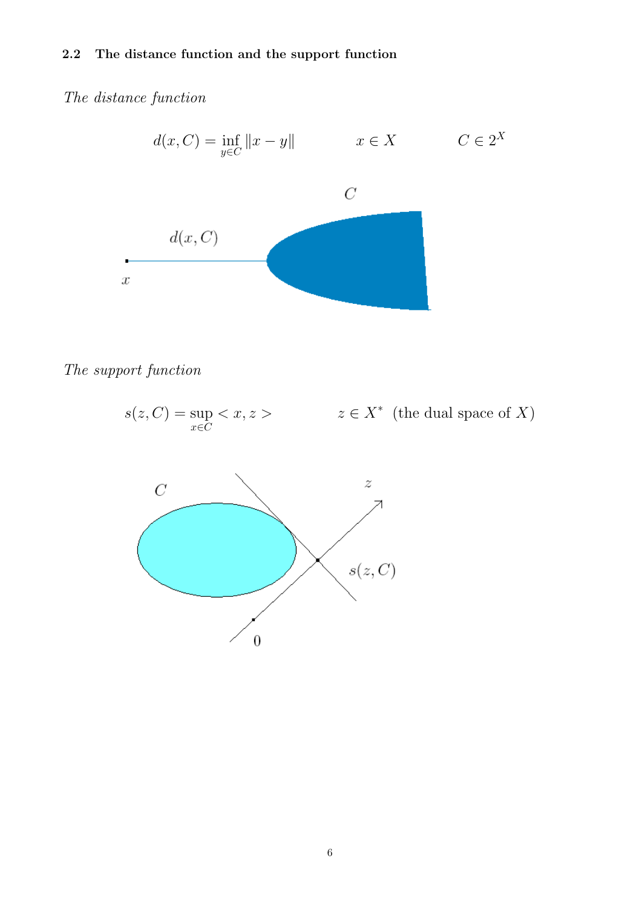### 2.2 The distance function and the support function

*The distance function*

$$d(x, C) = \inf_{y \in C} \|x - y\| \qquad x \in X \qquad C \in 2^X$$

*The support function*

$$s(z, C) = \sup_{x \in C} < x, z > \qquad z \in X^* \text{ (the dual space of } X)$$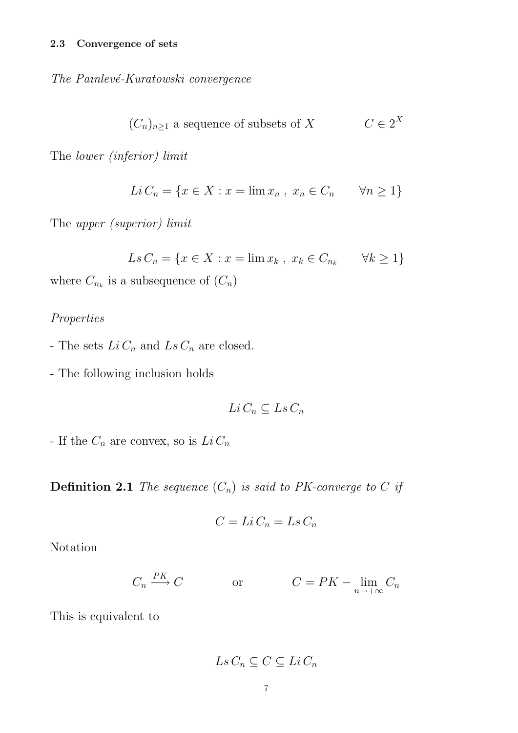### 2.3 Convergence of sets

*The Painlevé-Kuratowski convergence*

$$(C_n)_{n\geq 1} \text{ a sequence of subsets of } X \qquad\qquad C \in 2^X$$

The *lower (inferior) limit*

$$Li\, C_n = \{x \in X : x = \lim x_n \ , \ x_n \in C_n \qquad \forall n \geq 1\}$$

The *upper (superior) limit*

$$Ls\, C_n = \{x \in X : x = \lim x_k \ , \ x_k \in C_{n_k} \qquad \forall k \geq 1\}$$

where $C_{n_k}$ is a subsequence of $(C_n)$

*Properties*

- The sets $Li\, C_n$ and $Ls\, C_n$ are closed.

- The following inclusion holds

$$Li\, C_n \subseteq Ls\, C_n$$

- If the $C_n$ are convex, so is $Li\, C_n$

**Definition 2.1** *The sequence $(C_n)$ is said to PK-converge to $C$ if*

$$C = Li\, C_n = Ls\, C_n$$

Notation

$$C_n \xrightarrow{PK} C \qquad\qquad \text{or} \qquad\qquad C = PK - \lim_{n\to+\infty} C_n$$

This is equivalent to

$$Ls\, C_n \subseteq C \subseteq Li\, C_n$$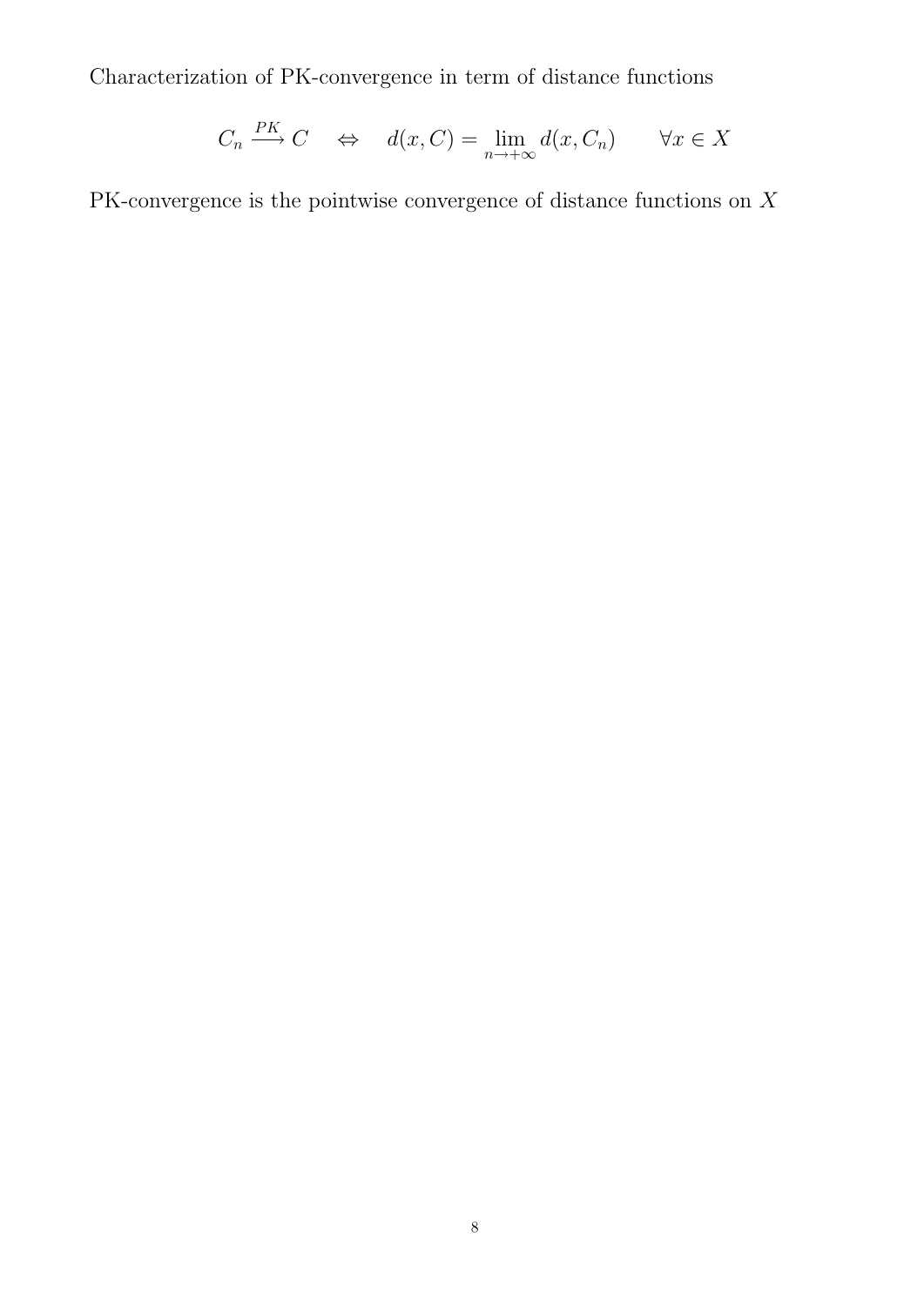Characterization of PK-convergence in term of distance functions

$$C_n \xrightarrow{PK} C \quad \Leftrightarrow \quad d(x,C) = \lim_{n \to +\infty} d(x,C_n) \qquad \forall x \in X$$

PK-convergence is the pointwise convergence of distance functions on $X$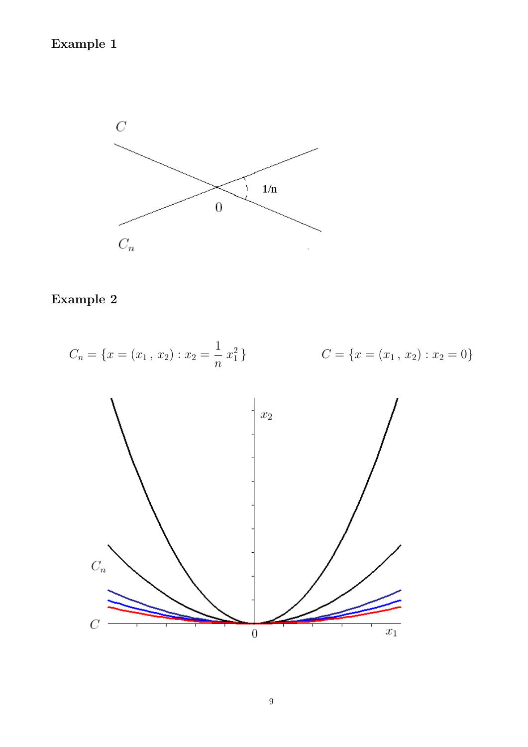**Example 1**

**Example 2**

$$C_n = \{x = (x_1\,,\, x_2) : x_2 = \frac{1}{n}\, x_1^2\,\} \qquad\qquad C = \{x = (x_1\,,\, x_2) : x_2 = 0\}$$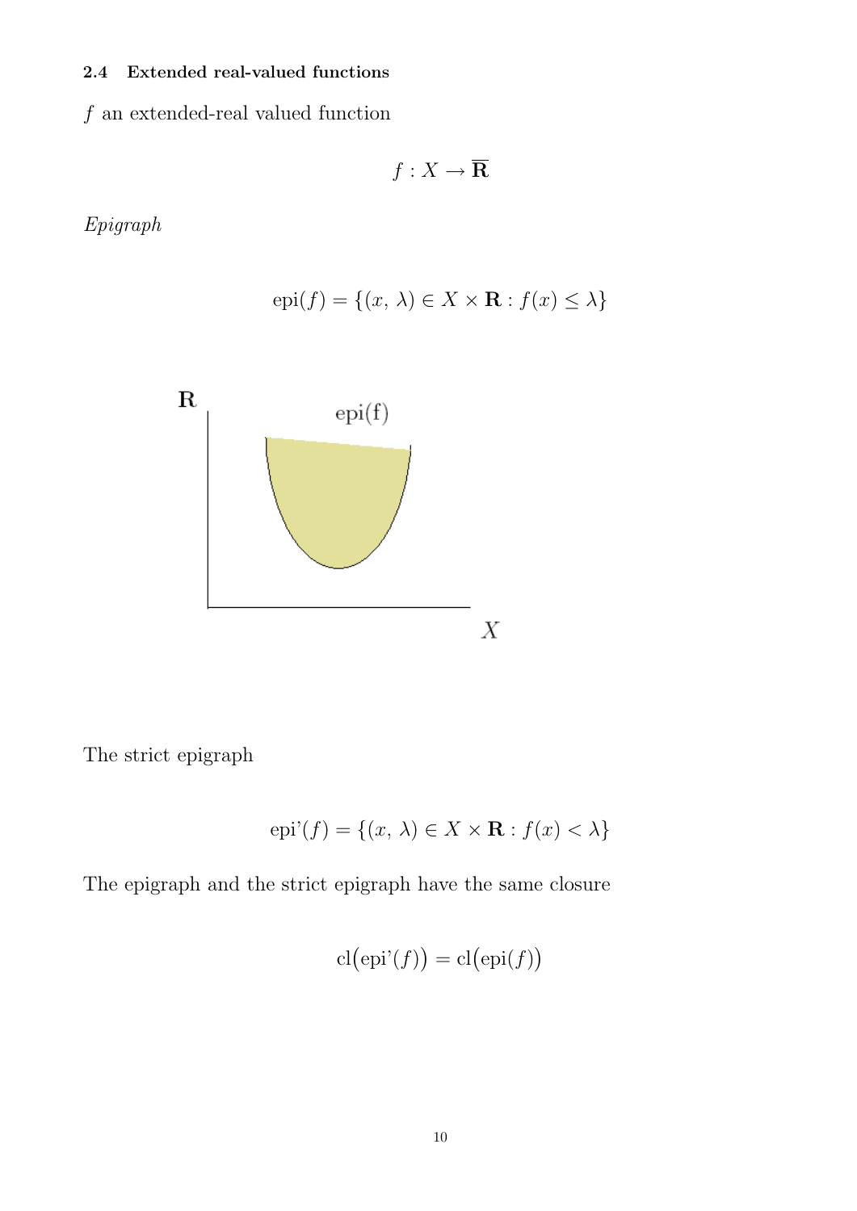### 2.4 Extended real-valued functions

$f$ an extended-real valued function

$$f : X \to \overline{\mathbf{R}}$$

*Epigraph*

$$\text{epi}(f) = \{(x,\, \lambda) \in X \times \mathbf{R} : f(x) \leq \lambda\}$$

The strict epigraph

$$\text{epi'}(f) = \{(x,\, \lambda) \in X \times \mathbf{R} : f(x) < \lambda\}$$

The epigraph and the strict epigraph have the same closure

$$\text{cl}\big(\text{epi'}(f)\big) = \text{cl}\big(\text{epi}(f)\big)$$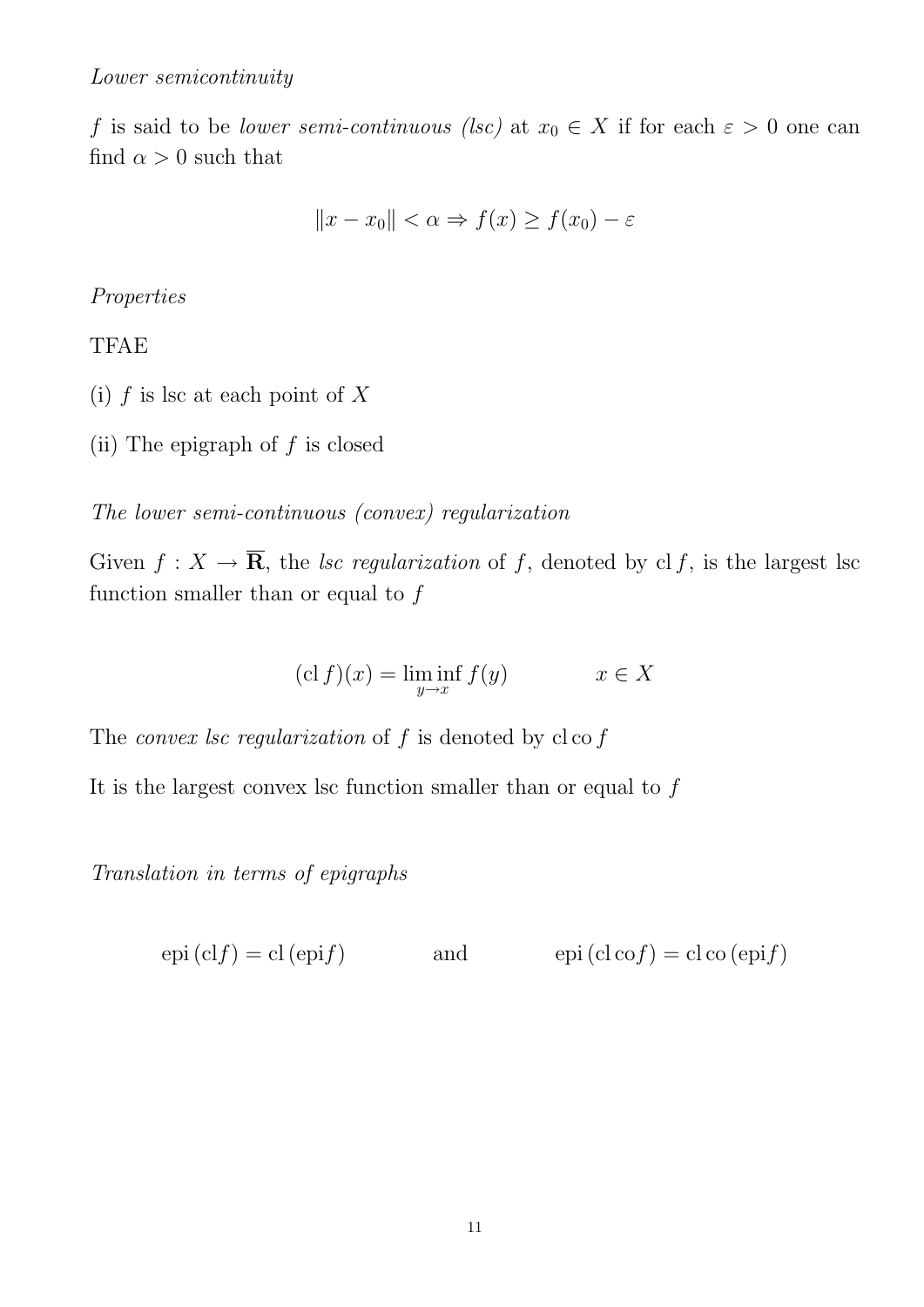*Lower semicontinuity*

$f$ is said to be *lower semi-continuous (lsc)* at $x_0 \in X$ if for each $\varepsilon > 0$ one can find $\alpha > 0$ such that

$$\|x - x_0\| < \alpha \Rightarrow f(x) \geq f(x_0) - \varepsilon$$

*Properties*

TFAE

(i) $f$ is lsc at each point of $X$

(ii) The epigraph of $f$ is closed

*The lower semi-continuous (convex) regularization*

Given $f : X \to \overline{\mathbf{R}}$, the *lsc regularization* of $f$, denoted by $\mathrm{cl}\, f$, is the largest lsc function smaller than or equal to $f$

$$(\mathrm{cl}\, f)(x) = \liminf_{y \to x} f(y) \qquad\qquad x \in X$$

The *convex lsc regularization* of $f$ is denoted by $\mathrm{cl}\,\mathrm{co}\, f$

It is the largest convex lsc function smaller than or equal to $f$

*Translation in terms of epigraphs*

$$\mathrm{epi}\,(\mathrm{cl} f) = \mathrm{cl}\,(\mathrm{epi} f) \qquad\qquad \text{and} \qquad\qquad \mathrm{epi}\,(\mathrm{cl}\,\mathrm{co} f) = \mathrm{cl}\,\mathrm{co}\,(\mathrm{epi} f)$$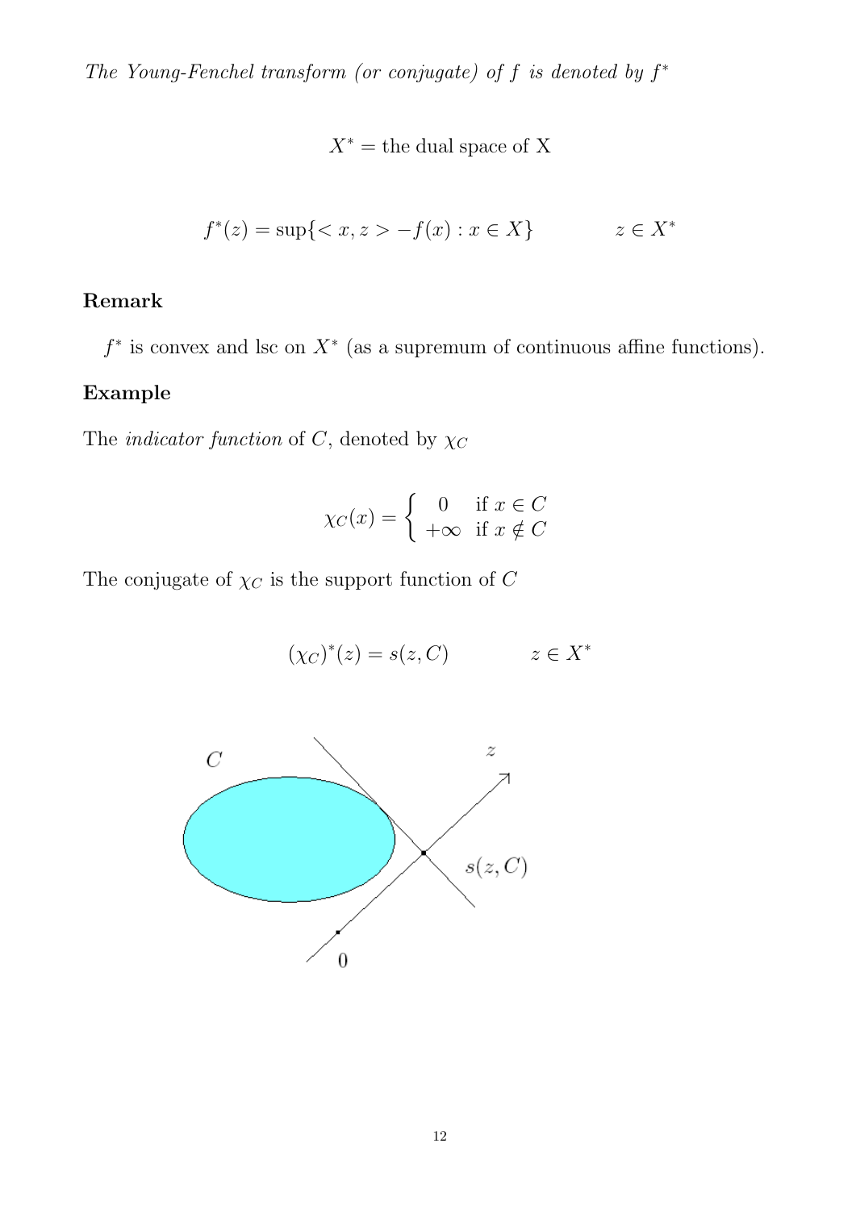*The Young-Fenchel transform (or conjugate) of $f$ is denoted by $f^*$*

$$X^* = \text{the dual space of X}$$

$$f^*(z) = \sup\{< x, z > -f(x) : x \in X\} \qquad\qquad z \in X^*$$

**Remark**

$f^*$ is convex and lsc on $X^*$ (as a supremum of continuous affine functions).

**Example**

The *indicator function* of $C$, denoted by $\chi_C$

$$\chi_C(x) = \begin{cases} 0 & \text{if } x \in C \\ +\infty & \text{if } x \notin C \end{cases}$$

The conjugate of $\chi_C$ is the support function of $C$

$$(\chi_C)^*(z) = s(z, C) \qquad\qquad z \in X^*$$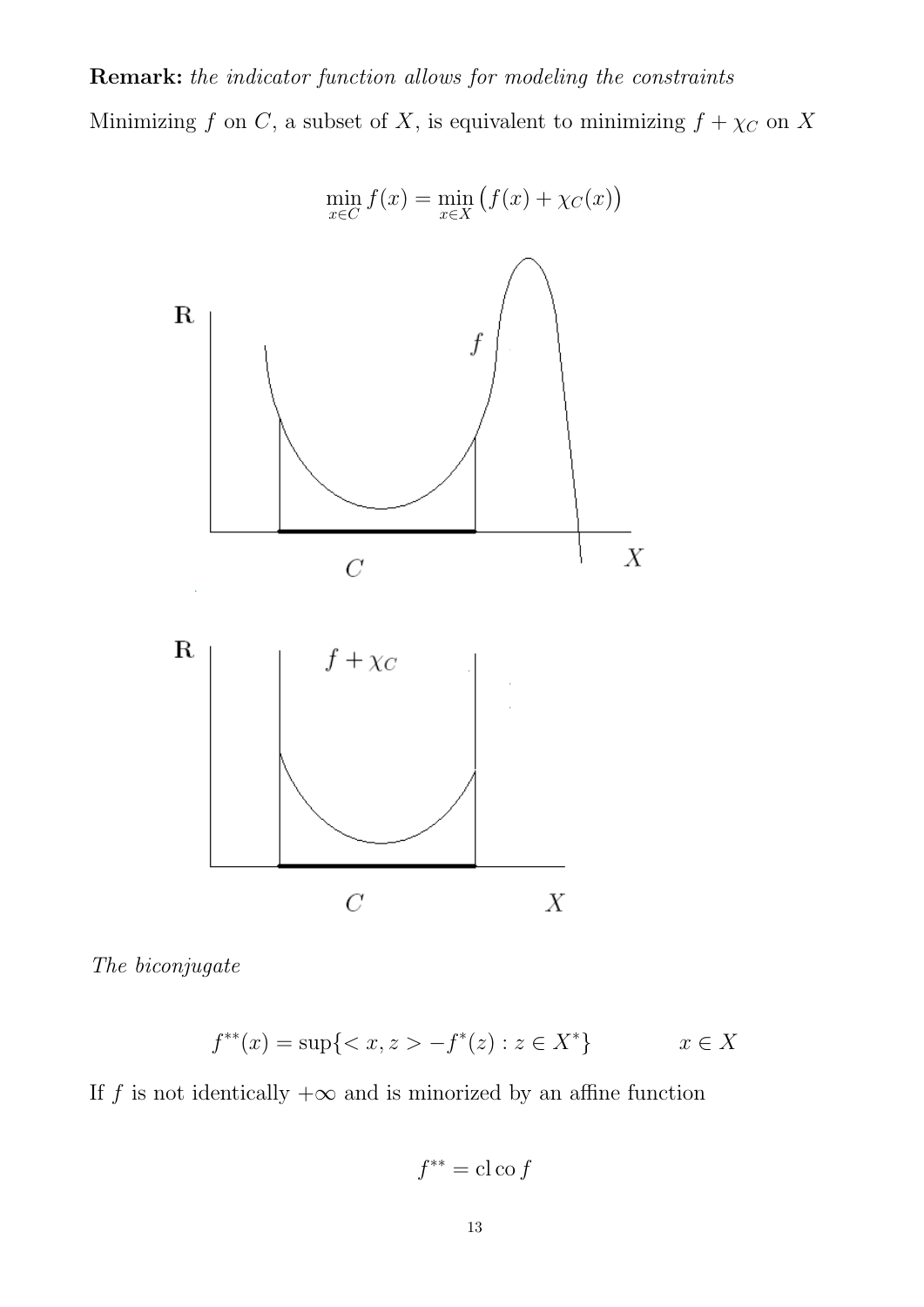**Remark:** *the indicator function allows for modeling the constraints*

Minimizing $f$ on $C$, a subset of $X$, is equivalent to minimizing $f + \chi_C$ on $X$

$$\min_{x \in C} f(x) = \min_{x \in X} \big( f(x) + \chi_C(x) \big)$$

*The biconjugate*

$$f^{**}(x) = \sup\{ < x, z > - f^*(z) : z \in X^* \} \qquad\qquad x \in X$$

If $f$ is not identically $+\infty$ and is minorized by an affine function

$$f^{**} = \operatorname{cl} \operatorname{co} f$$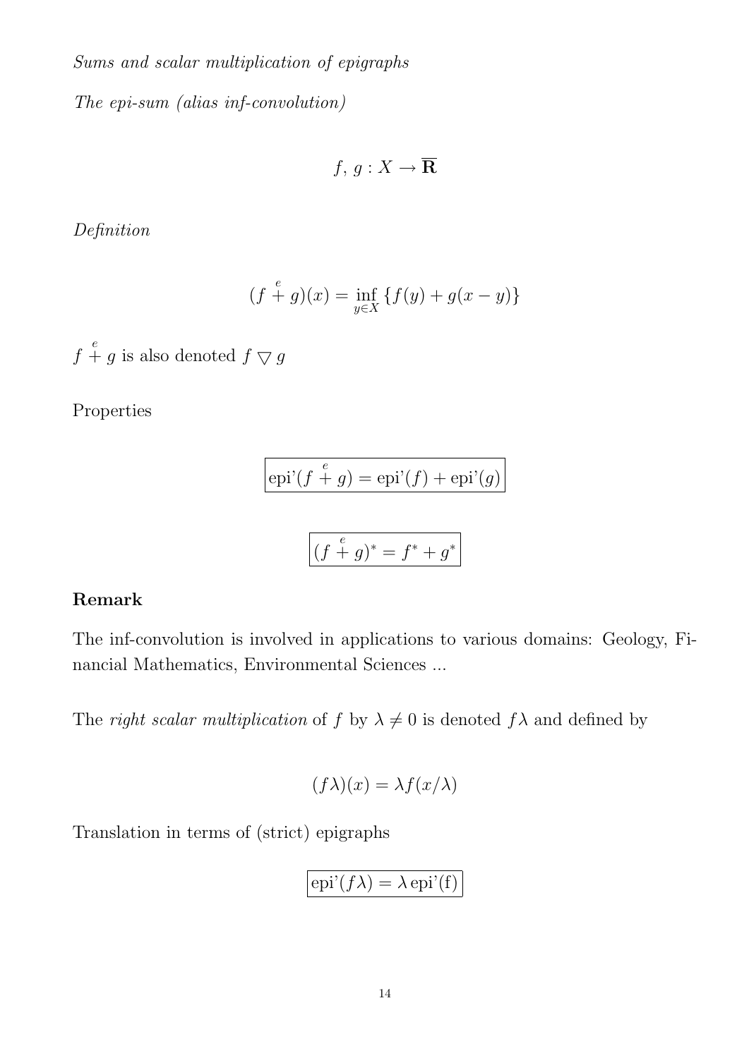*Sums and scalar multiplication of epigraphs*

*The epi-sum (alias inf-convolution)*

$$f,\, g : X \to \overline{\mathbf{R}}$$

*Definition*

$$(f \overset{e}{+} g)(x) = \inf_{y \in X} \{f(y) + g(x - y)\}$$

$f \overset{e}{+} g$ is also denoted $f \bigtriangledown g$

Properties

$$\boxed{\text{epi'}(f \overset{e}{+} g) = \text{epi'}(f) + \text{epi'}(g)}$$

$$\boxed{(f \overset{e}{+} g)^* = f^* + g^*}$$

**Remark**

The inf-convolution is involved in applications to various domains: Geology, Financial Mathematics, Environmental Sciences ...

The *right scalar multiplication* of $f$ by $\lambda \neq 0$ is denoted $f\lambda$ and defined by

$$(f\lambda)(x) = \lambda f(x/\lambda)$$

Translation in terms of (strict) epigraphs

$$\boxed{\text{epi'}(f\lambda) = \lambda\, \text{epi'(f)}}$$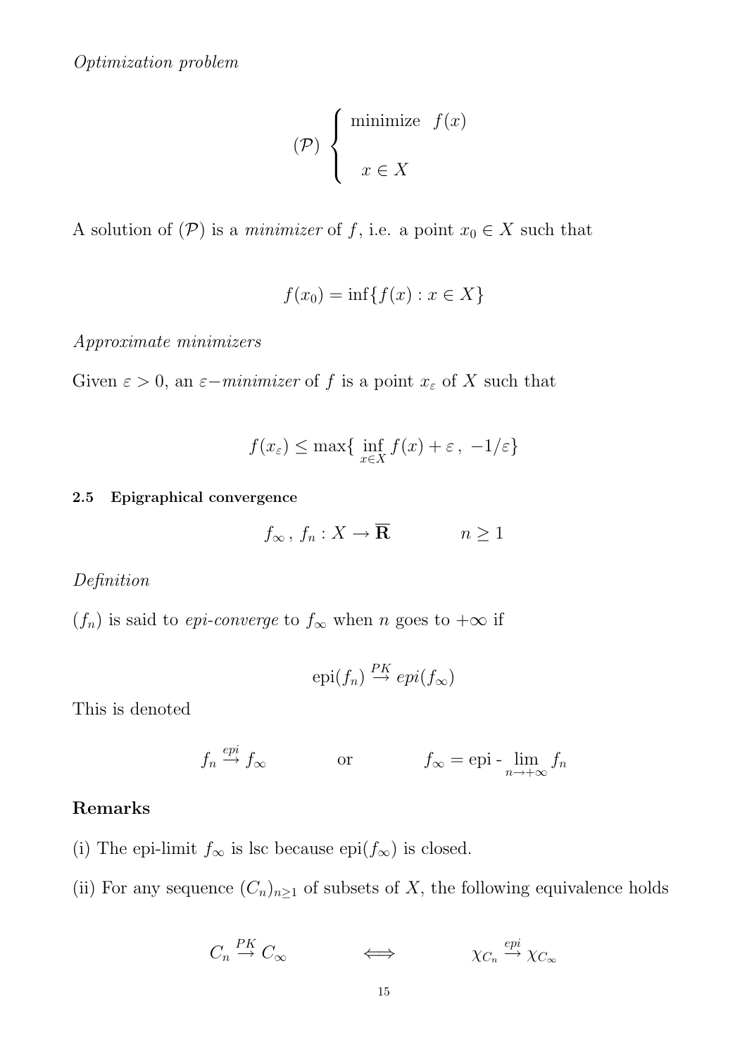*Optimization problem*

$$(\mathcal{P}) \left\{ \begin{array}{l} \text{minimize} \quad f(x) \\ \\ \quad x \in X \end{array} \right.$$

A solution of $(\mathcal{P})$ is a *minimizer* of $f$, i.e. a point $x_0 \in X$ such that

$$f(x_0) = \inf\{f(x) : x \in X\}$$

*Approximate minimizers*

Given $\varepsilon > 0$, an $\varepsilon-$*minimizer* of $f$ is a point $x_\varepsilon$ of $X$ such that

$$f(x_\varepsilon) \leq \max\{ \inf_{x \in X} f(x) + \varepsilon \, , \, -1/\varepsilon\}$$

### 2.5 Epigraphical convergence

$$f_\infty \, , \, f_n : X \to \overline{\mathbf{R}} \qquad\qquad n \geq 1$$

*Definition*

$(f_n)$ is said to *epi-converge* to $f_\infty$ when $n$ goes to $+\infty$ if

$$\text{epi}(f_n) \overset{PK}{\to} epi(f_\infty)$$

This is denoted

$$f_n \overset{epi}{\to} f_\infty \qquad\qquad \text{or} \qquad\qquad f_\infty = \text{epi - } \lim_{n \to +\infty} f_n$$

**Remarks**

(i) The epi-limit $f_\infty$ is lsc because $\text{epi}(f_\infty)$ is closed.

(ii) For any sequence $(C_n)_{n \geq 1}$ of subsets of $X$, the following equivalence holds

$$C_n \overset{PK}{\to} C_\infty \qquad\qquad \Longleftrightarrow \qquad\qquad \chi_{C_n} \overset{epi}{\to} \chi_{C_\infty}$$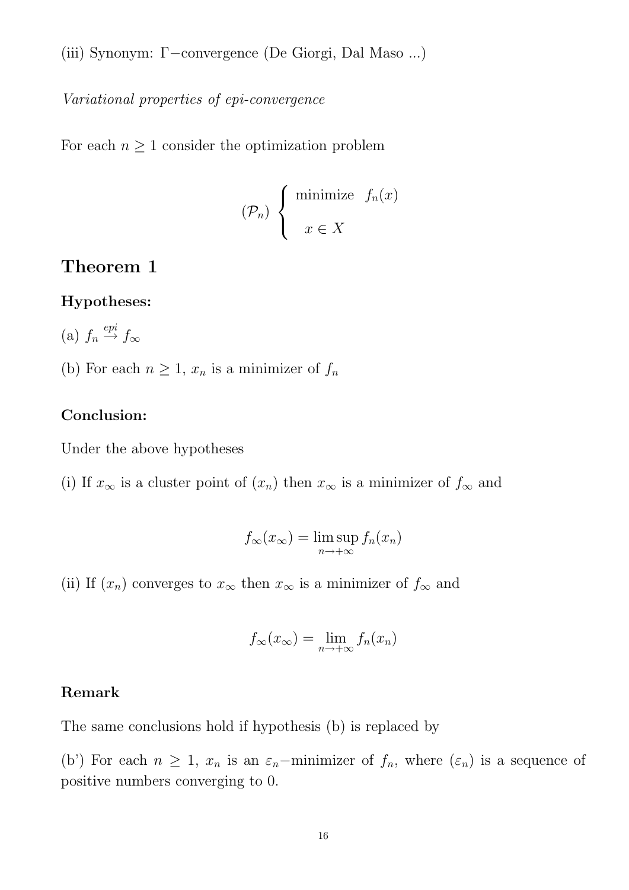(iii) Synonym: $\Gamma-$convergence (De Giorgi, Dal Maso ...)

*Variational properties of epi-convergence*

For each $n \geq 1$ consider the optimization problem

$$(\mathcal{P}_n) \begin{cases} \text{minimize} \quad f_n(x) \\ \quad x \in X \end{cases}$$

## Theorem 1

### Hypotheses:

(a) $f_n \overset{epi}{\rightarrow} f_\infty$

(b) For each $n \geq 1$, $x_n$ is a minimizer of $f_n$

### Conclusion:

Under the above hypotheses

(i) If $x_\infty$ is a cluster point of $(x_n)$ then $x_\infty$ is a minimizer of $f_\infty$ and

$$f_\infty(x_\infty) = \limsup_{n \to +\infty} f_n(x_n)$$

(ii) If $(x_n)$ converges to $x_\infty$ then $x_\infty$ is a minimizer of $f_\infty$ and

$$f_\infty(x_\infty) = \lim_{n \to +\infty} f_n(x_n)$$

### Remark

The same conclusions hold if hypothesis (b) is replaced by

(b') For each $n \geq 1$, $x_n$ is an $\varepsilon_n-$minimizer of $f_n$, where $(\varepsilon_n)$ is a sequence of positive numbers converging to 0.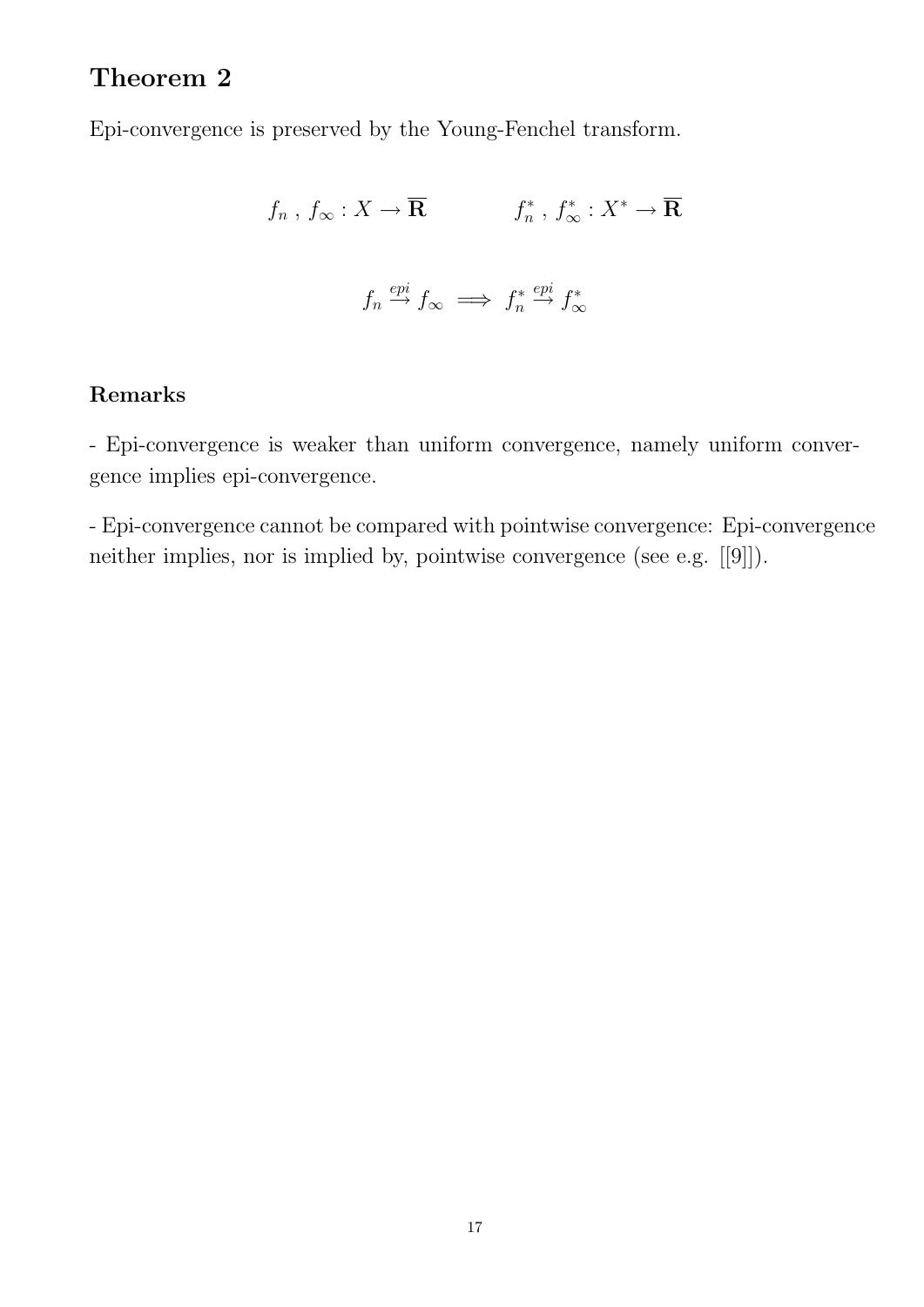## Theorem 2

Epi-convergence is preserved by the Young-Fenchel transform.

$$f_n \, , \, f_\infty : X \to \overline{\mathbf{R}} \qquad\qquad f_n^* \, , \, f_\infty^* : X^* \to \overline{\mathbf{R}}$$

$$f_n \stackrel{epi}{\to} f_\infty \implies f_n^* \stackrel{epi}{\to} f_\infty^*$$

### Remarks

- Epi-convergence is weaker than uniform convergence, namely uniform convergence implies epi-convergence.

- Epi-convergence cannot be compared with pointwise convergence: Epi-convergence neither implies, nor is implied by, pointwise convergence (see e.g. [[9]]).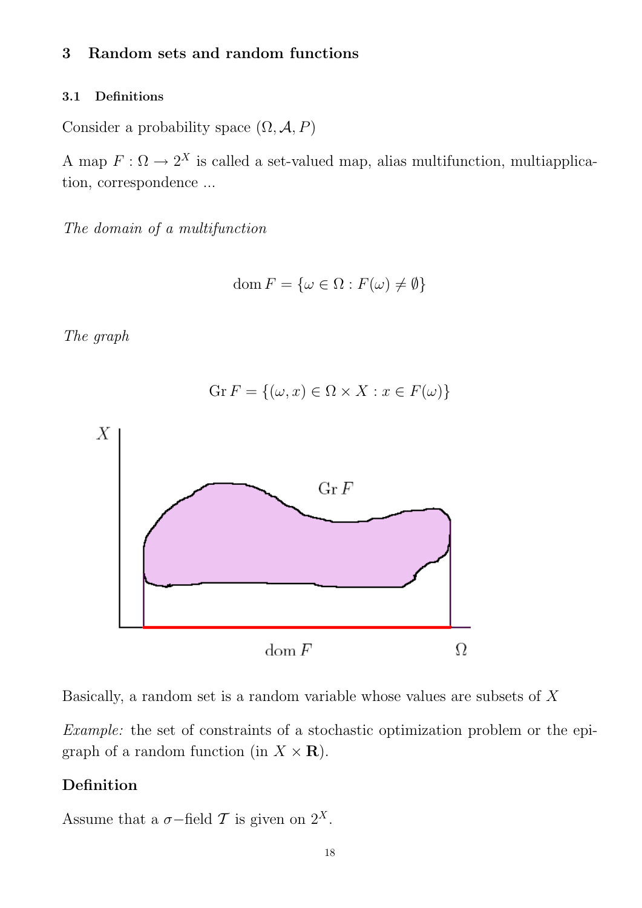## 3 Random sets and random functions

### 3.1 Definitions

Consider a probability space $(\Omega, \mathcal{A}, P)$

A map $F : \Omega \to 2^X$ is called a set-valued map, alias multifunction, multiapplication, correspondence ...

*The domain of a multifunction*

$$\operatorname{dom} F = \{\omega \in \Omega : F(\omega) \neq \emptyset\}$$

*The graph*

$$\operatorname{Gr} F = \{(\omega, x) \in \Omega \times X : x \in F(\omega)\}$$

Basically, a random set is a random variable whose values are subsets of $X$

*Example:* the set of constraints of a stochastic optimization problem or the epigraph of a random function (in $X \times \mathbf{R}$).

**Definition**

Assume that a $\sigma-$field $\mathcal{T}$ is given on $2^X$.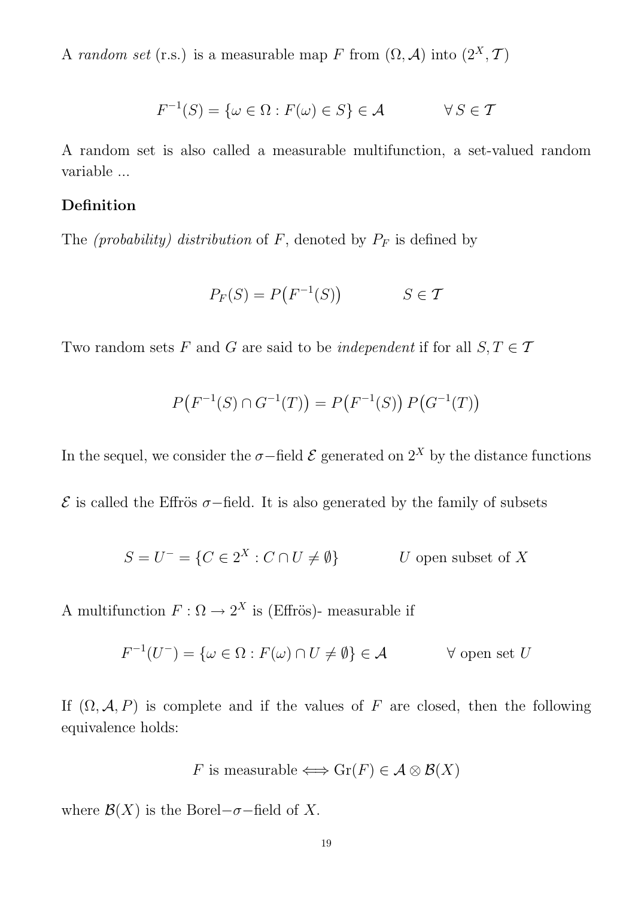A *random set* (r.s.) is a measurable map $F$ from $(\Omega, \mathcal{A})$ into $(2^X, \mathcal{T})$

$$F^{-1}(S) = \{\omega \in \Omega : F(\omega) \in S\} \in \mathcal{A} \qquad \forall\, S \in \mathcal{T}$$

A random set is also called a measurable multifunction, a set-valued random variable ...

**Definition**

The *(probability) distribution* of $F$, denoted by $P_F$ is defined by

$$P_F(S) = P\big(F^{-1}(S)\big) \qquad S \in \mathcal{T}$$

Two random sets $F$ and $G$ are said to be *independent* if for all $S, T \in \mathcal{T}$

$$P\big(F^{-1}(S) \cap G^{-1}(T)\big) = P\big(F^{-1}(S)\big)\, P\big(G^{-1}(T)\big)$$

In the sequel, we consider the $\sigma-$field $\mathcal{E}$ generated on $2^X$ by the distance functions

$\mathcal{E}$ is called the Effrös $\sigma-$field. It is also generated by the family of subsets

$$S = U^- = \{C \in 2^X : C \cap U \neq \emptyset\} \qquad U \text{ open subset of } X$$

A multifunction $F : \Omega \to 2^X$ is (Effrös)- measurable if

$$F^{-1}(U^-) = \{\omega \in \Omega : F(\omega) \cap U \neq \emptyset\} \in \mathcal{A} \qquad \forall \text{ open set } U$$

If $(\Omega, \mathcal{A}, P)$ is complete and if the values of $F$ are closed, then the following equivalence holds:

$$F \text{ is measurable} \Longleftrightarrow \mathrm{Gr}(F) \in \mathcal{A} \otimes \mathcal{B}(X)$$

where $\mathcal{B}(X)$ is the Borel$-\sigma-$field of $X$.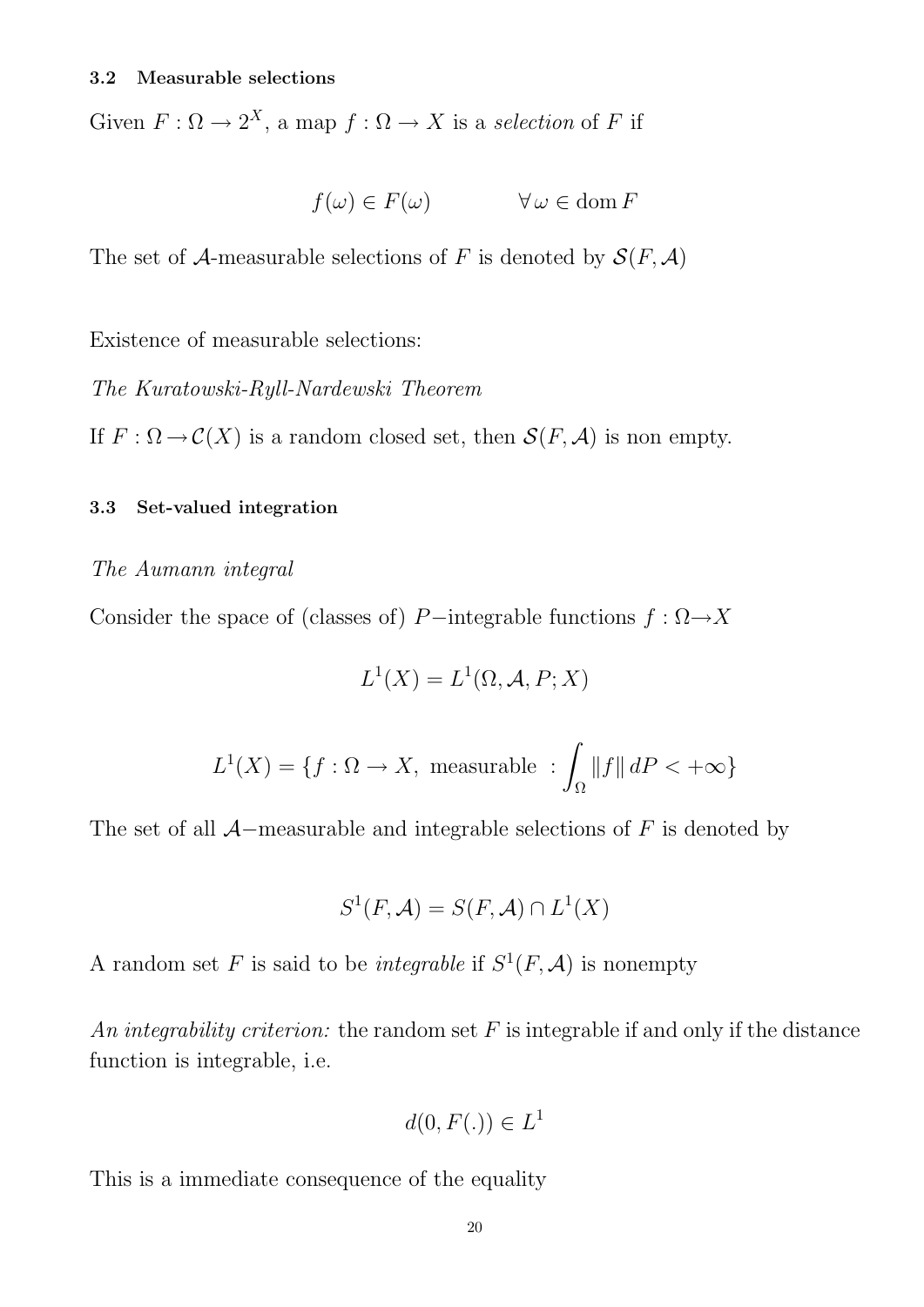### 3.2 Measurable selections

Given $F : \Omega \to 2^X$, a map $f : \Omega \to X$ is a *selection* of $F$ if

$$f(\omega) \in F(\omega) \qquad\qquad \forall\, \omega \in \operatorname{dom} F$$

The set of $\mathcal{A}$-measurable selections of $F$ is denoted by $\mathcal{S}(F, \mathcal{A})$

Existence of measurable selections:

*The Kuratowski-Ryll-Nardewski Theorem*

If $F : \Omega \to \mathcal{C}(X)$ is a random closed set, then $\mathcal{S}(F, \mathcal{A})$ is non empty.

### 3.3 Set-valued integration

*The Aumann integral*

Consider the space of (classes of) $P-$integrable functions $f : \Omega \to X$

$$L^1(X) = L^1(\Omega, \mathcal{A}, P; X)$$

$$L^1(X) = \{f : \Omega \to X, \text{ measurable } : \int_\Omega \|f\|\, dP < +\infty\}$$

The set of all $\mathcal{A}-$measurable and integrable selections of $F$ is denoted by

$$S^1(F, \mathcal{A}) = S(F, \mathcal{A}) \cap L^1(X)$$

A random set $F$ is said to be *integrable* if $S^1(F, \mathcal{A})$ is nonempty

*An integrability criterion:* the random set $F$ is integrable if and only if the distance function is integrable, i.e.

$$d(0, F(.)) \in L^1$$

This is a immediate consequence of the equality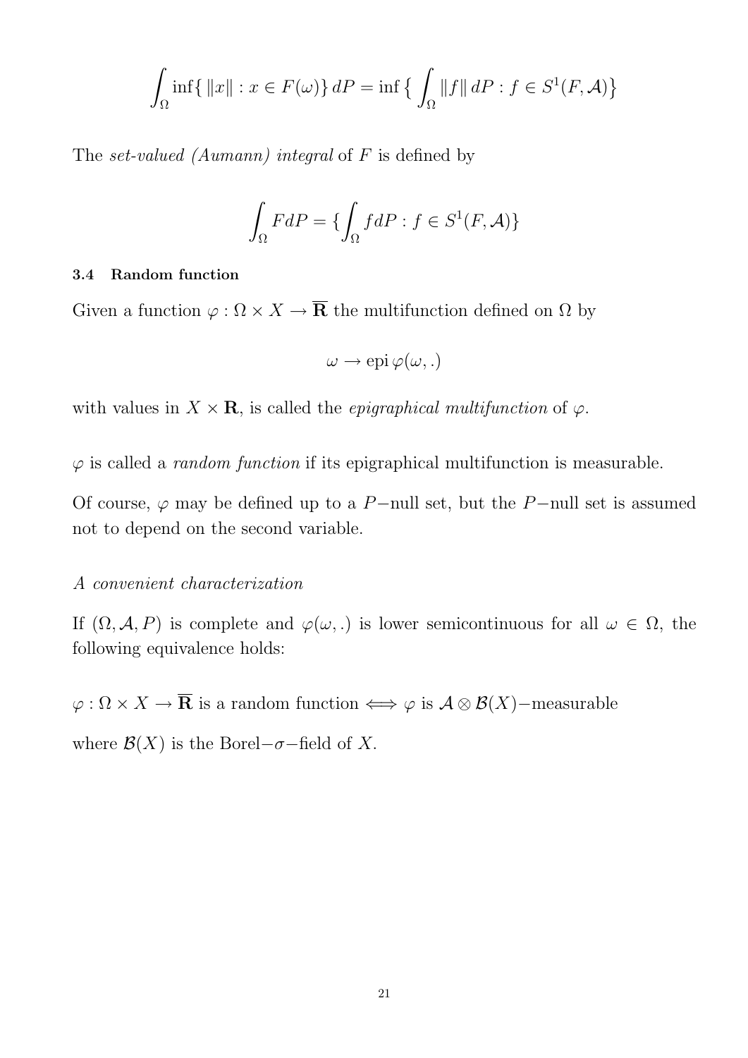$$\int_\Omega \inf\{\,\|x\| : x \in F(\omega)\}\, dP = \inf\big\{\, \int_\Omega \|f\|\, dP : f \in S^1(F, \mathcal{A})\big\}$$

The *set-valued (Aumann) integral* of $F$ is defined by

$$\int_\Omega F dP = \{\int_\Omega f dP : f \in S^1(F, \mathcal{A})\}$$

### 3.4 Random function

Given a function $\varphi : \Omega \times X \to \overline{\mathbf{R}}$ the multifunction defined on $\Omega$ by

$$\omega \to \operatorname{epi} \varphi(\omega, .)$$

with values in $X \times \mathbf{R}$, is called the *epigraphical multifunction* of $\varphi$.

$\varphi$ is called a *random function* if its epigraphical multifunction is measurable.

Of course, $\varphi$ may be defined up to a $P-$null set, but the $P-$null set is assumed not to depend on the second variable.

*A convenient characterization*

If $(\Omega, \mathcal{A}, P)$ is complete and $\varphi(\omega, .)$ is lower semicontinuous for all $\omega \in \Omega$, the following equivalence holds:

$\varphi : \Omega \times X \to \overline{\mathbf{R}}$ is a random function $\Longleftrightarrow$ $\varphi$ is $\mathcal{A} \otimes \mathcal{B}(X)-$measurable

where $\mathcal{B}(X)$ is the Borel$-\sigma-$field of $X$.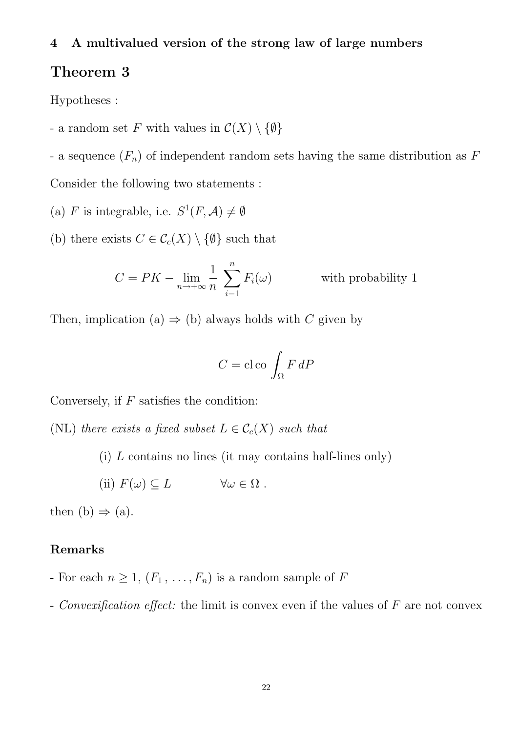## 4 A multivalued version of the strong law of large numbers

# Theorem 3

Hypotheses :

- a random set $F$ with values in $\mathcal{C}(X) \setminus \{\emptyset\}$

- a sequence $(F_n)$ of independent random sets having the same distribution as $F$

Consider the following two statements :

(a) $F$ is integrable, i.e. $S^1(F, \mathcal{A}) \neq \emptyset$

(b) there exists $C \in \mathcal{C}_c(X) \setminus \{\emptyset\}$ such that

$$C = PK - \lim_{n \to +\infty} \frac{1}{n} \sum_{i=1}^{n} F_i(\omega) \qquad \text{with probability 1}$$

Then, implication (a) $\Rightarrow$ (b) always holds with $C$ given by

$$C = \operatorname{cl} \operatorname{co} \int_\Omega F \, dP$$

Conversely, if $F$ satisfies the condition:

(NL) *there exists a fixed subset $L \in \mathcal{C}_c(X)$ such that*

(i) $L$ contains no lines (it may contains half-lines only)

(ii) $F(\omega) \subseteq L \qquad \forall \omega \in \Omega$ .

then (b) $\Rightarrow$ (a).

### Remarks

- For each $n \geq 1$, $(F_1, \ldots, F_n)$ is a random sample of $F$

- *Convexification effect:* the limit is convex even if the values of $F$ are not convex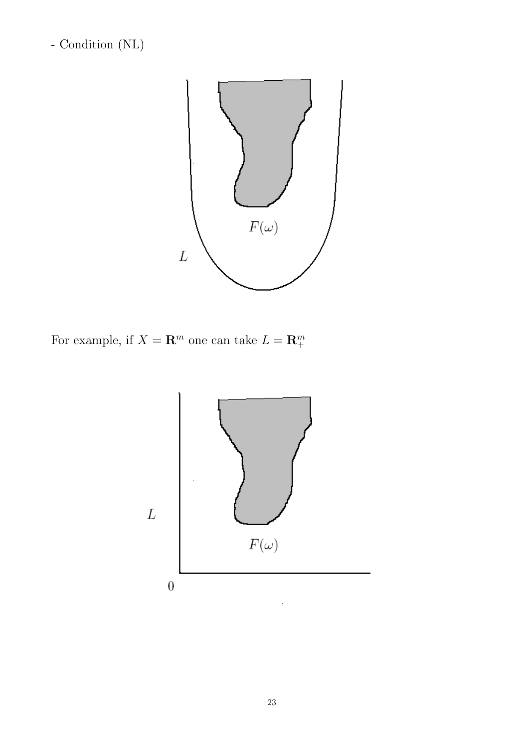- Condition (NL)

For example, if $X = \mathbf{R}^m$ one can take $L = \mathbf{R}^m_+$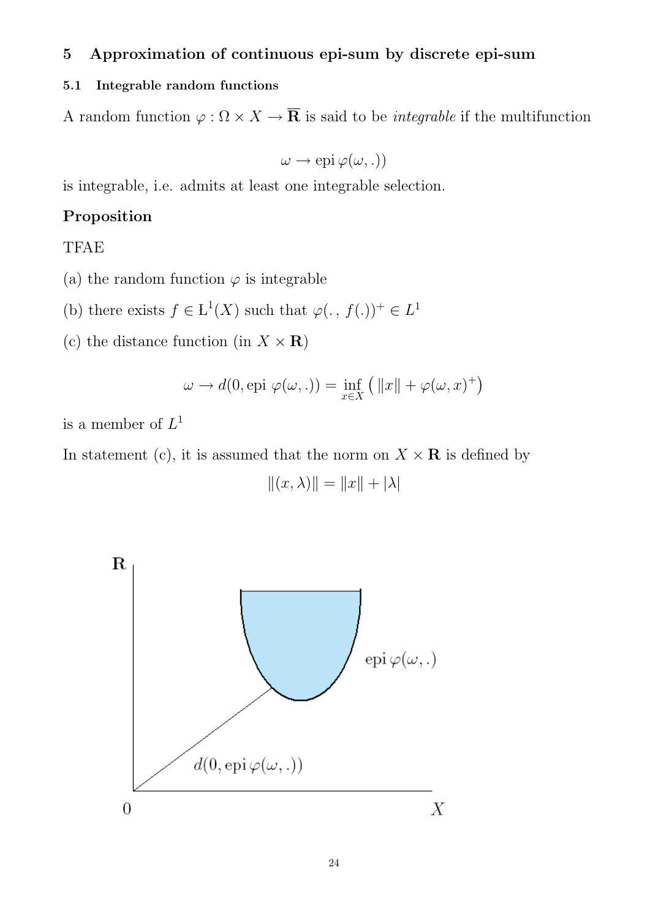# 5 Approximation of continuous epi-sum by discrete epi-sum

## 5.1 Integrable random functions

A random function $\varphi : \Omega \times X \to \overline{\mathbf{R}}$ is said to be *integrable* if the multifunction

$$\omega \to \operatorname{epi} \varphi(\omega, .))$$

is integrable, i.e. admits at least one integrable selection.

**Proposition**

TFAE

(a) the random function $\varphi$ is integrable

(b) there exists $f \in \mathrm{L}^1(X)$ such that $\varphi(. , f(.))^+ \in L^1$

(c) the distance function (in $X \times \mathbf{R}$)

$$\omega \to d(0, \operatorname{epi} \varphi(\omega, .)) = \inf_{x \in X} \left( \|x\| + \varphi(\omega, x)^+ \right)$$

is a member of $L^1$

In statement (c), it is assumed that the norm on $X \times \mathbf{R}$ is defined by

$$\|(x, \lambda)\| = \|x\| + |\lambda|$$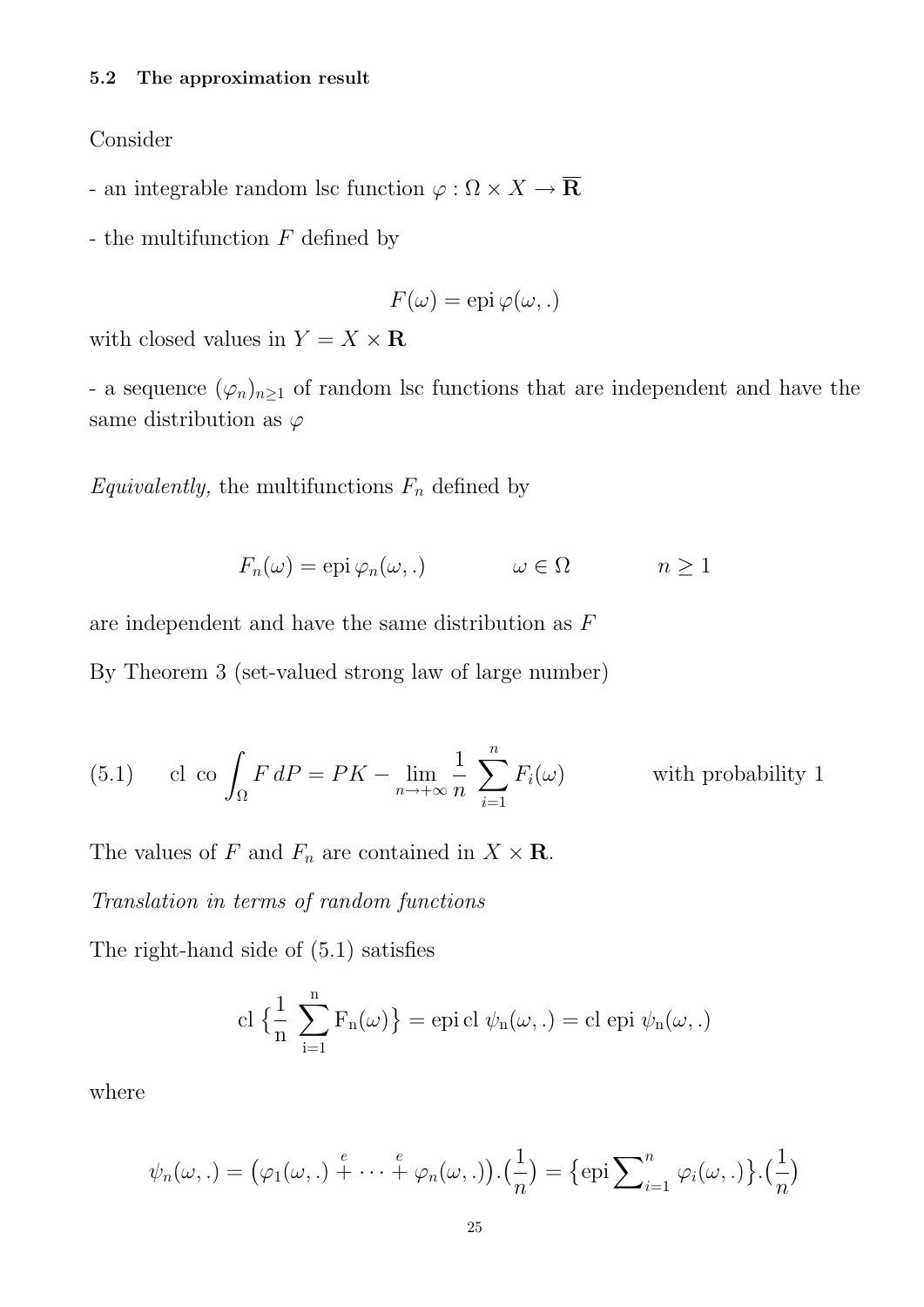### 5.2 The approximation result

Consider

- an integrable random lsc function $\varphi : \Omega \times X \to \overline{\mathbf{R}}$

- the multifunction $F$ defined by

$$F(\omega) = \operatorname{epi} \varphi(\omega, .)$$

with closed values in $Y = X \times \mathbf{R}$

- a sequence $(\varphi_n)_{n \geq 1}$ of random lsc functions that are independent and have the same distribution as $\varphi$

*Equivalently,* the multifunctions $F_n$ defined by

$$F_n(\omega) = \operatorname{epi} \varphi_n(\omega, .) \qquad\qquad \omega \in \Omega \qquad\qquad n \geq 1$$

are independent and have the same distribution as $F$

By Theorem 3 (set-valued strong law of large number)

$$\text{(5.1)} \qquad \text{cl co} \int_\Omega F \, dP = PK - \lim_{n \to +\infty} \frac{1}{n} \sum_{i=1}^{n} F_i(\omega) \qquad\qquad \text{with probability 1}$$

The values of $F$ and $F_n$ are contained in $X \times \mathbf{R}$.

*Translation in terms of random functions*

The right-hand side of (5.1) satisfies

$$\text{cl} \left\{ \frac{1}{\text{n}} \sum_{\text{i}=1}^{\text{n}} \text{F}_\text{n}(\omega) \right\} = \operatorname{epi} \text{cl} \, \psi_\text{n}(\omega, .) = \text{cl epi} \, \psi_\text{n}(\omega, .)$$

where

$$\psi_n(\omega, .) = \big(\varphi_1(\omega, .) \overset{e}{+} \cdots \overset{e}{+} \varphi_n(\omega, .)\big).\big(\frac{1}{n}\big) = \big\{\operatorname{epi} \sum\nolimits_{i=1}^{n} \varphi_i(\omega, .)\big\}.\big(\frac{1}{n}\big)$$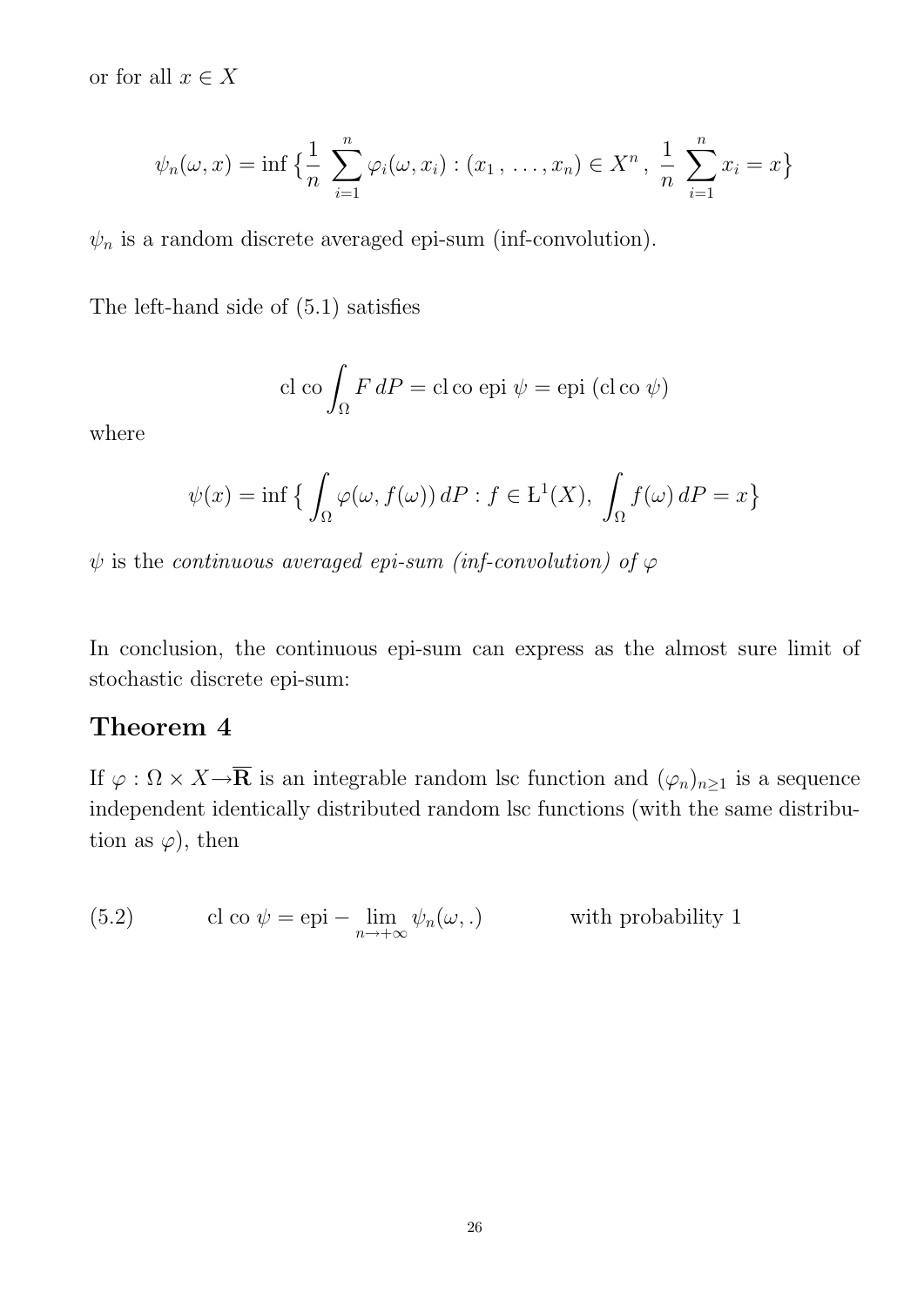or for all $x \in X$

$$\psi_n(\omega, x) = \inf \big\{ \frac{1}{n} \sum_{i=1}^{n} \varphi_i(\omega, x_i) : (x_1, \ldots, x_n) \in X^n , \ \frac{1}{n} \sum_{i=1}^{n} x_i = x \big\}$$

$\psi_n$ is a random discrete averaged epi-sum (inf-convolution).

The left-hand side of (5.1) satisfies

$$\text{cl co} \int_{\Omega} F \, dP = \text{cl co epi } \psi = \text{epi } (\text{cl co } \psi)$$

where

$$\psi(x) = \inf \big\{ \int_{\Omega} \varphi(\omega, f(\omega)) \, dP : f \in Ł^1(X), \ \int_{\Omega} f(\omega) \, dP = x \big\}$$

$\psi$ is the *continuous averaged epi-sum (inf-convolution) of* $\varphi$

In conclusion, the continuous epi-sum can express as the almost sure limit of stochastic discrete epi-sum:

## Theorem 4

If $\varphi : \Omega \times X \to \overline{\mathbf{R}}$ is an integrable random lsc function and $(\varphi_n)_{n \geq 1}$ is a sequence independent identically distributed random lsc functions (with the same distribution as $\varphi$), then

$$\text{(5.2)} \qquad \text{cl co } \psi = \text{epi} - \lim_{n \to +\infty} \psi_n(\omega, .) \qquad \text{with probability 1}$$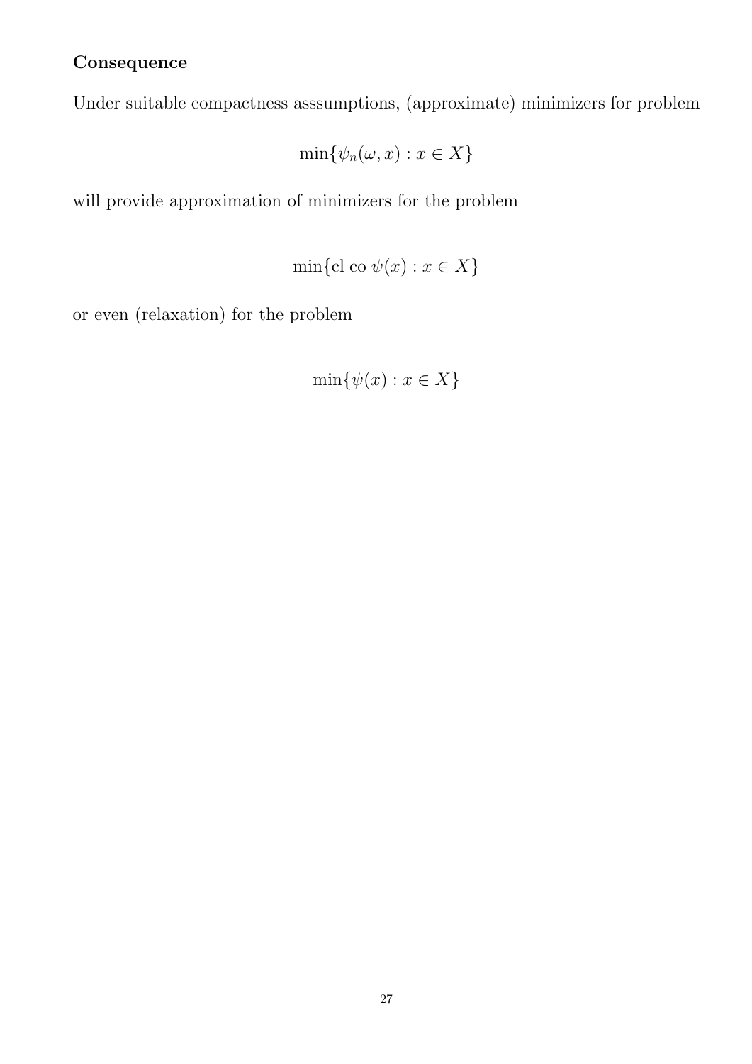**Consequence**

Under suitable compactness asssumptions, (approximate) minimizers for problem

$$\min\{\psi_n(\omega, x) : x \in X\}$$

will provide approximation of minimizers for the problem

$$\min\{\text{cl co } \psi(x) : x \in X\}$$

or even (relaxation) for the problem

$$\min\{\psi(x) : x \in X\}$$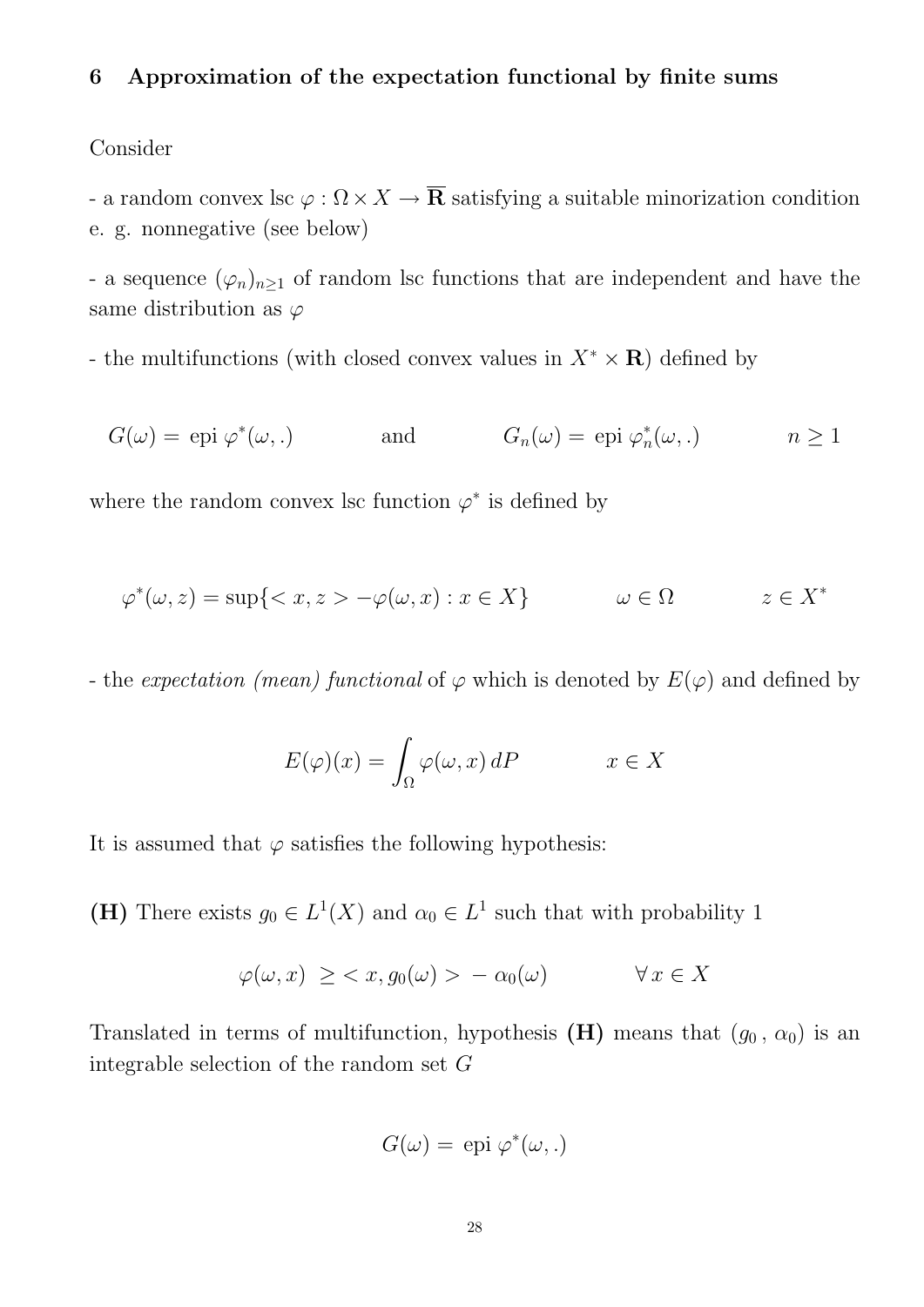## 6 Approximation of the expectation functional by finite sums

Consider

- a random convex lsc $\varphi : \Omega \times X \to \overline{\mathbf{R}}$ satisfying a suitable minorization condition e. g. nonnegative (see below)

- a sequence $(\varphi_n)_{n \geq 1}$ of random lsc functions that are independent and have the same distribution as $\varphi$

- the multifunctions (with closed convex values in $X^* \times \mathbf{R}$) defined by

$$G(\omega) = \text{ epi } \varphi^*(\omega, .) \qquad \text{and} \qquad G_n(\omega) = \text{ epi } \varphi_n^*(\omega, .) \qquad n \geq 1$$

where the random convex lsc function $\varphi^*$ is defined by

$$\varphi^*(\omega, z) = \sup\{< x, z > -\varphi(\omega, x) : x \in X\} \qquad \omega \in \Omega \qquad z \in X^*$$

- the *expectation (mean) functional* of $\varphi$ which is denoted by $E(\varphi)$ and defined by

$$E(\varphi)(x) = \int_\Omega \varphi(\omega, x)\, dP \qquad x \in X$$

It is assumed that $\varphi$ satisfies the following hypothesis:

**(H)** There exists $g_0 \in L^1(X)$ and $\alpha_0 \in L^1$ such that with probability 1

$$\varphi(\omega, x) \; \geq < x, g_0(\omega) > - \; \alpha_0(\omega) \qquad \forall\, x \in X$$

Translated in terms of multifunction, hypothesis **(H)** means that $(g_0 \,,\, \alpha_0)$ is an integrable selection of the random set $G$

$$G(\omega) = \text{ epi } \varphi^*(\omega, .)$$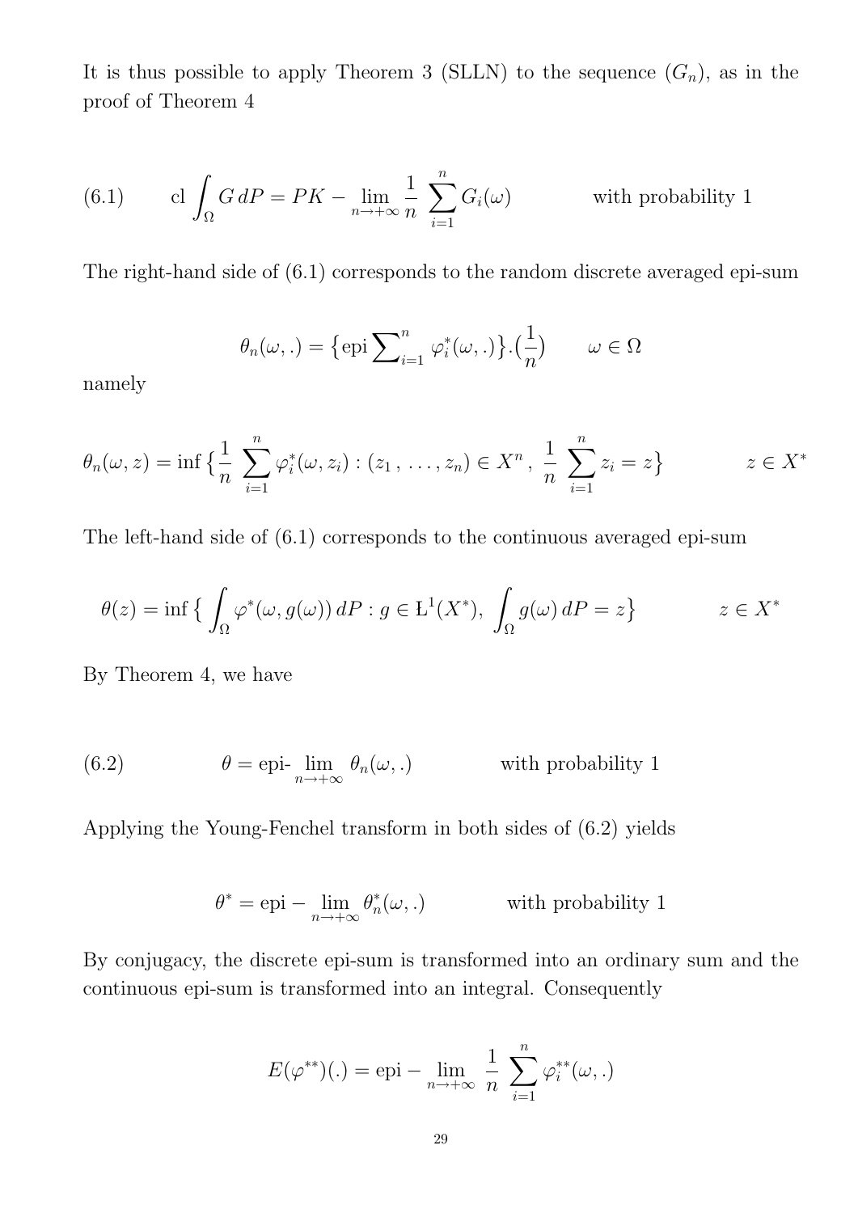It is thus possible to apply Theorem 3 (SLLN) to the sequence $(G_n)$, as in the proof of Theorem 4

$$\text{(6.1)} \qquad \mathrm{cl} \int_\Omega G\, dP = PK - \lim_{n \to +\infty} \frac{1}{n} \sum_{i=1}^{n} G_i(\omega) \qquad \text{with probability 1}$$

The right-hand side of (6.1) corresponds to the random discrete averaged epi-sum

$$\theta_n(\omega, .) = \big\{ \mathrm{epi} \sum\nolimits_{i=1}^{n} \varphi_i^*(\omega, .) \big\} . \big(\frac{1}{n}\big) \qquad \omega \in \Omega$$

namely

$$\theta_n(\omega, z) = \inf \big\{ \frac{1}{n} \sum_{i=1}^{n} \varphi_i^*(\omega, z_i) : (z_1\,, \ldots, z_n) \in X^n\,,\; \frac{1}{n} \sum_{i=1}^{n} z_i = z \big\} \qquad z \in X^*$$

The left-hand side of (6.1) corresponds to the continuous averaged epi-sum

$$\theta(z) = \inf \big\{ \int_\Omega \varphi^*(\omega, g(\omega))\, dP : g \in \mathrm{L}^1(X^*),\; \int_\Omega g(\omega)\, dP = z \big\} \qquad z \in X^*$$

By Theorem 4, we have

$$\text{(6.2)} \qquad \theta = \text{epi-}\lim_{n \to +\infty} \theta_n(\omega, .) \qquad \text{with probability 1}$$

Applying the Young-Fenchel transform in both sides of (6.2) yields

$$\theta^* = \mathrm{epi} - \lim_{n \to +\infty} \theta_n^*(\omega, .) \qquad \text{with probability 1}$$

By conjugacy, the discrete epi-sum is transformed into an ordinary sum and the continuous epi-sum is transformed into an integral. Consequently

$$E(\varphi^{**})(.) = \mathrm{epi} - \lim_{n \to +\infty} \frac{1}{n} \sum_{i=1}^{n} \varphi_i^{**}(\omega, .)$$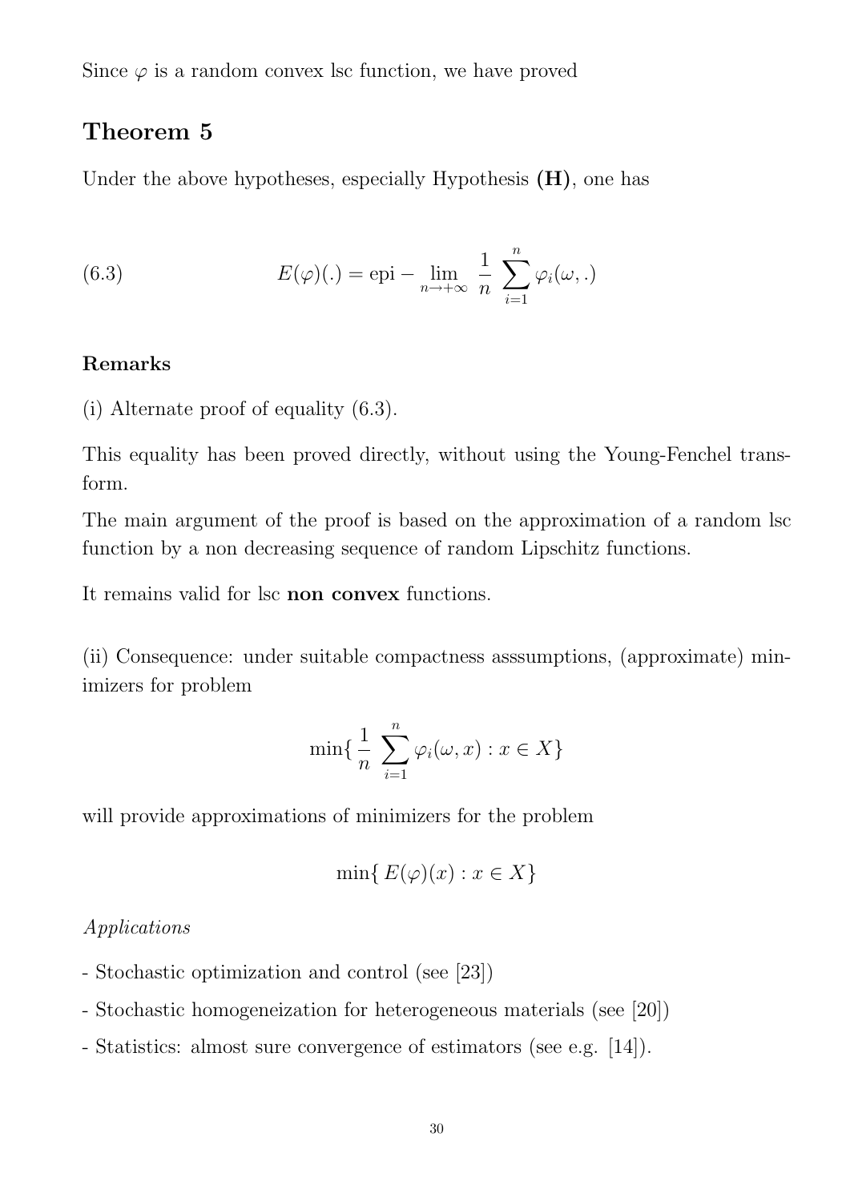Since $\varphi$ is a random convex lsc function, we have proved

## Theorem 5

Under the above hypotheses, especially Hypothesis **(H)**, one has

$$E(\varphi)(.) = \text{epi} - \lim_{n \to +\infty} \frac{1}{n} \sum_{i=1}^{n} \varphi_i(\omega, .) \tag{6.3}$$

### Remarks

(i) Alternate proof of equality (6.3).

This equality has been proved directly, without using the Young-Fenchel transform.

The main argument of the proof is based on the approximation of a random lsc function by a non decreasing sequence of random Lipschitz functions.

It remains valid for lsc **non convex** functions.

(ii) Consequence: under suitable compactness asssumptions, (approximate) minimizers for problem

$$\min\{ \frac{1}{n} \sum_{i=1}^{n} \varphi_i(\omega, x) : x \in X \}$$

will provide approximations of minimizers for the problem

$$\min\{ E(\varphi)(x) : x \in X \}$$

*Applications*

- Stochastic optimization and control (see [23])

- Stochastic homogeneization for heterogeneous materials (see [20])

- Statistics: almost sure convergence of estimators (see e.g. [14]).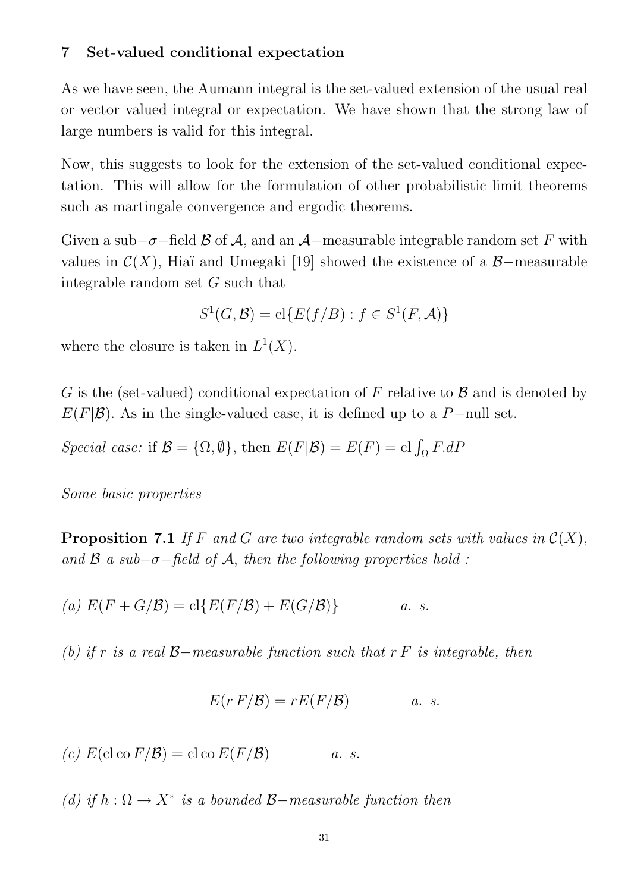## 7 Set-valued conditional expectation

As we have seen, the Aumann integral is the set-valued extension of the usual real or vector valued integral or expectation. We have shown that the strong law of large numbers is valid for this integral.

Now, this suggests to look for the extension of the set-valued conditional expectation. This will allow for the formulation of other probabilistic limit theorems such as martingale convergence and ergodic theorems.

Given a sub$-\sigma-$field $\mathcal{B}$ of $\mathcal{A}$, and an $\mathcal{A}-$measurable integrable random set $F$ with values in $\mathcal{C}(X)$, Hiaï and Umegaki [19] showed the existence of a $\mathcal{B}-$measurable integrable random set $G$ such that

$$S^1(G, \mathcal{B}) = \mathrm{cl}\{E(f/B) : f \in S^1(F, \mathcal{A})\}$$

where the closure is taken in $L^1(X)$.

$G$ is the (set-valued) conditional expectation of $F$ relative to $\mathcal{B}$ and is denoted by $E(F|\mathcal{B})$. As in the single-valued case, it is defined up to a $P-$null set.

*Special case:* if $\mathcal{B} = \{\Omega, \emptyset\}$, then $E(F|\mathcal{B}) = E(F) = \mathrm{cl} \int_\Omega F.dP$

*Some basic properties*

**Proposition 7.1** *If $F$ and $G$ are two integrable random sets with values in $\mathcal{C}(X)$, and $\mathcal{B}$ a sub$-\sigma-$field of $\mathcal{A}$, then the following properties hold :*

*(a)* $E(F + G/\mathcal{B}) = \mathrm{cl}\{E(F/\mathcal{B}) + E(G/\mathcal{B})\}$ *a. s.*

*(b) if $r$ is a real $\mathcal{B}-$measurable function such that $r\,F$ is integrable, then*

$$E(r\,F/\mathcal{B}) = rE(F/\mathcal{B}) \qquad a.\ s.$$

*(c)* $E(\mathrm{cl}\,\mathrm{co}\,F/\mathcal{B}) = \mathrm{cl}\,\mathrm{co}\,E(F/\mathcal{B})$ *a. s.*

*(d) if $h : \Omega \to X^*$ is a bounded $\mathcal{B}-$measurable function then*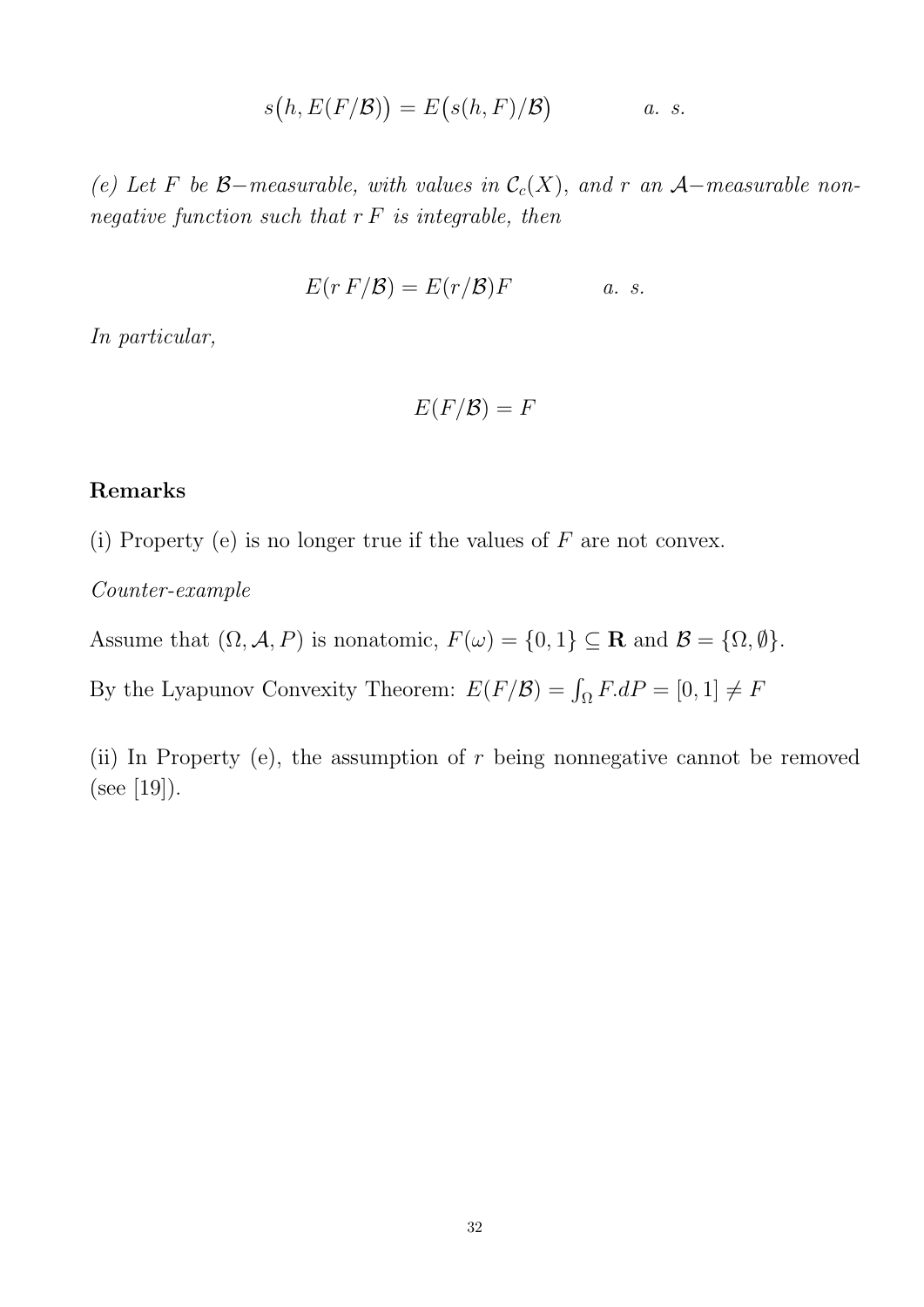$$s\big(h, E(F/\mathcal{B})\big) = E\big(s(h,F)/\mathcal{B}\big) \qquad\qquad a.\ s.$$

*(e) Let $F$ be $\mathcal{B}-$measurable, with values in $\mathcal{C}_c(X)$, and $r$ an $\mathcal{A}-$measurable nonnegative function such that $r\,F$ is integrable, then*

$$E(r\,F/\mathcal{B}) = E(r/\mathcal{B})F \qquad\qquad a.\ s.$$

*In particular,*

$$E(F/\mathcal{B}) = F$$

**Remarks**

(i) Property (e) is no longer true if the values of $F$ are not convex.

*Counter-example*

Assume that $(\Omega, \mathcal{A}, P)$ is nonatomic, $F(\omega) = \{0,1\} \subseteq \mathbf{R}$ and $\mathcal{B} = \{\Omega, \emptyset\}$.

By the Lyapunov Convexity Theorem: $E(F/\mathcal{B}) = \int_\Omega F.dP = [0,1] \neq F$

(ii) In Property (e), the assumption of $r$ being nonnegative cannot be removed (see [19]).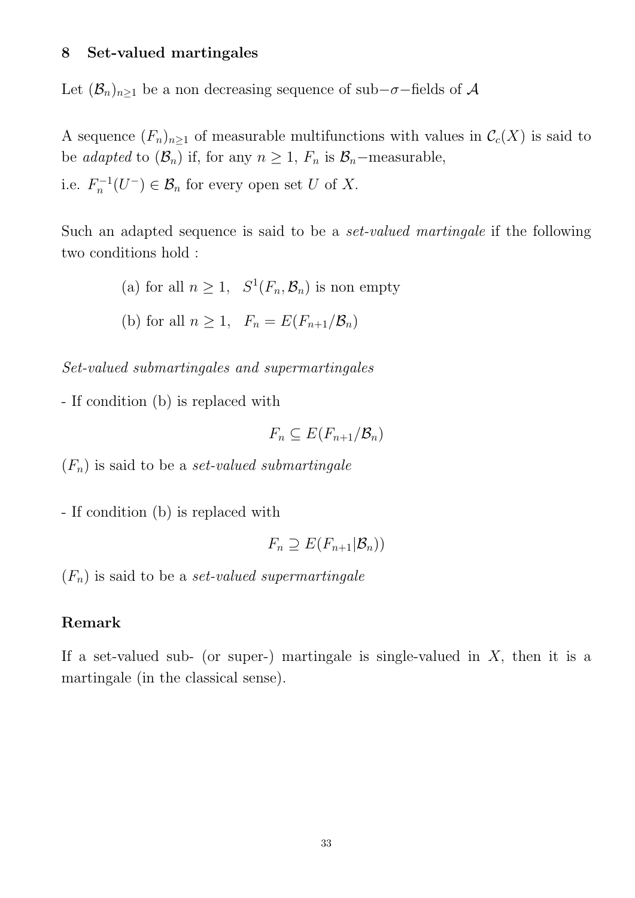## 8 Set-valued martingales

Let $(\mathcal{B}_n)_{n \geq 1}$ be a non decreasing sequence of sub$-\sigma-$fields of $\mathcal{A}$

A sequence $(F_n)_{n \geq 1}$ of measurable multifunctions with values in $\mathcal{C}_c(X)$ is said to be *adapted* to $(\mathcal{B}_n)$ if, for any $n \geq 1$, $F_n$ is $\mathcal{B}_n-$measurable,
i.e. $F_n^{-1}(U^-) \in \mathcal{B}_n$ for every open set $U$ of $X$.

Such an adapted sequence is said to be a *set-valued martingale* if the following two conditions hold :

(a) for all $n \geq 1$, $\;S^1(F_n, \mathcal{B}_n)$ is non empty

(b) for all $n \geq 1$, $\;F_n = E(F_{n+1}/\mathcal{B}_n)$

*Set-valued submartingales and supermartingales*

- If condition (b) is replaced with

$$F_n \subseteq E(F_{n+1}/\mathcal{B}_n)$$

$(F_n)$ is said to be a *set-valued submartingale*

- If condition (b) is replaced with

$$F_n \supseteq E(F_{n+1}|\mathcal{B}_n))$$

$(F_n)$ is said to be a *set-valued supermartingale*

**Remark**

If a set-valued sub- (or super-) martingale is single-valued in $X$, then it is a martingale (in the classical sense).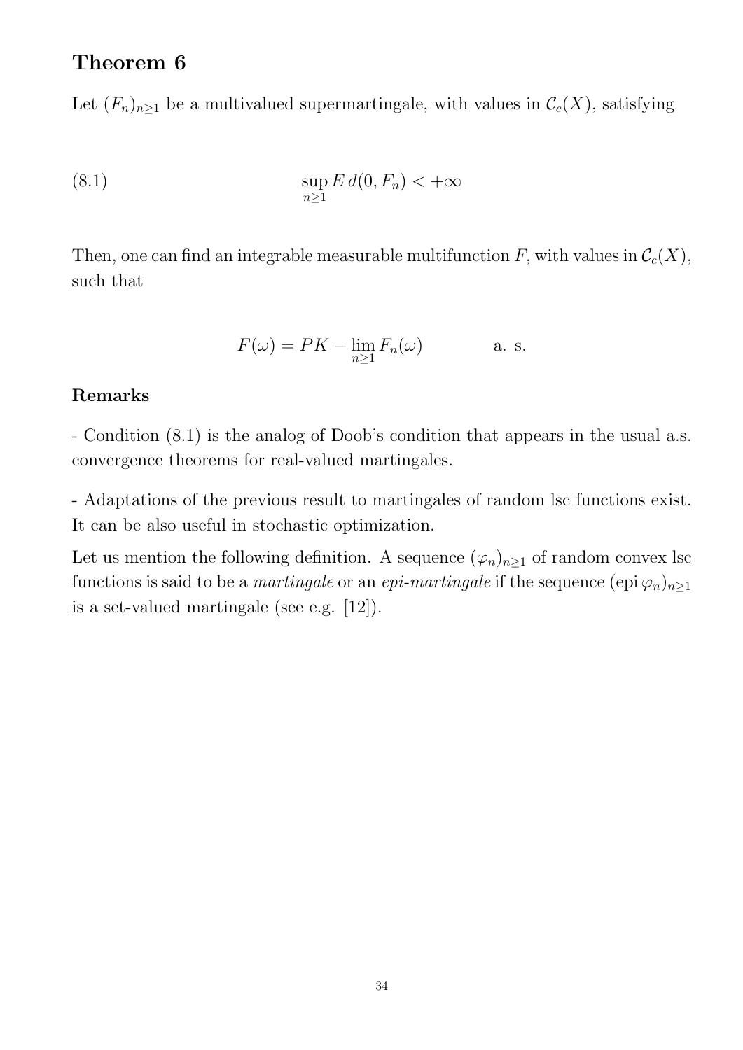## Theorem 6

Let $(F_n)_{n\geq 1}$ be a multivalued supermartingale, with values in $\mathcal{C}_c(X)$, satisfying

$$\sup_{n\geq 1} E\, d(0, F_n) < +\infty \tag{8.1}$$

Then, one can find an integrable measurable multifunction $F$, with values in $\mathcal{C}_c(X)$, such that

$$F(\omega) = PK - \lim_{n\geq 1} F_n(\omega) \qquad \text{a. s.}$$

### Remarks

- Condition (8.1) is the analog of Doob's condition that appears in the usual a.s. convergence theorems for real-valued martingales.

- Adaptations of the previous result to martingales of random lsc functions exist. It can be also useful in stochastic optimization.

Let us mention the following definition. A sequence $(\varphi_n)_{n\geq 1}$ of random convex lsc functions is said to be a *martingale* or an *epi-martingale* if the sequence $(\mathrm{epi}\,\varphi_n)_{n\geq 1}$ is a set-valued martingale (see e.g. [12]).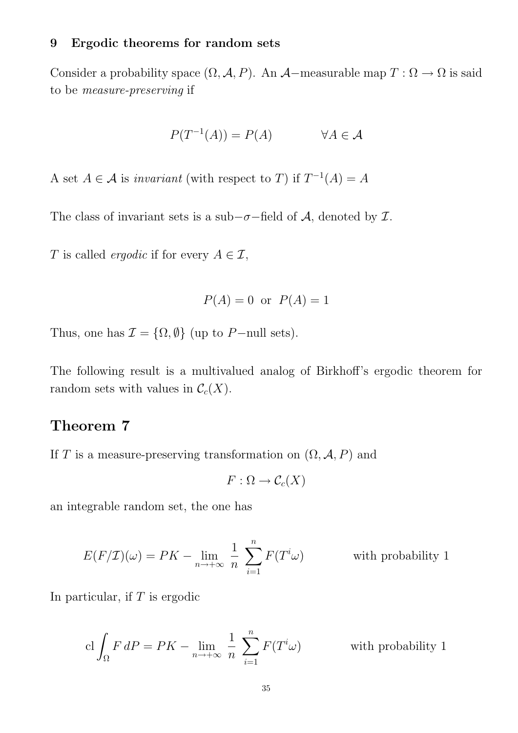## 9 Ergodic theorems for random sets

Consider a probability space $(\Omega, \mathcal{A}, P)$. An $\mathcal{A}-$measurable map $T : \Omega \to \Omega$ is said to be *measure-preserving* if

$$P(T^{-1}(A)) = P(A) \qquad\qquad \forall A \in \mathcal{A}$$

A set $A \in \mathcal{A}$ is *invariant* (with respect to $T$) if $T^{-1}(A) = A$

The class of invariant sets is a sub$-\sigma-$field of $\mathcal{A}$, denoted by $\mathcal{I}$.

$T$ is called *ergodic* if for every $A \in \mathcal{I}$,

$$P(A) = 0 \;\text{ or }\; P(A) = 1$$

Thus, one has $\mathcal{I} = \{\Omega, \emptyset\}$ (up to $P-$null sets).

The following result is a multivalued analog of Birkhoff's ergodic theorem for random sets with values in $\mathcal{C}_c(X)$.

## Theorem 7

If $T$ is a measure-preserving transformation on $(\Omega, \mathcal{A}, P)$ and

$$F : \Omega \to \mathcal{C}_c(X)$$

an integrable random set, the one has

$$E(F/\mathcal{I})(\omega) = PK - \lim_{n\to+\infty} \frac{1}{n} \sum_{i=1}^{n} F(T^i\omega) \qquad\qquad \text{with probability 1}$$

In particular, if $T$ is ergodic

$$\text{cl} \int_{\Omega} F \, dP = PK - \lim_{n\to+\infty} \frac{1}{n} \sum_{i=1}^{n} F(T^i\omega) \qquad\qquad \text{with probability 1}$$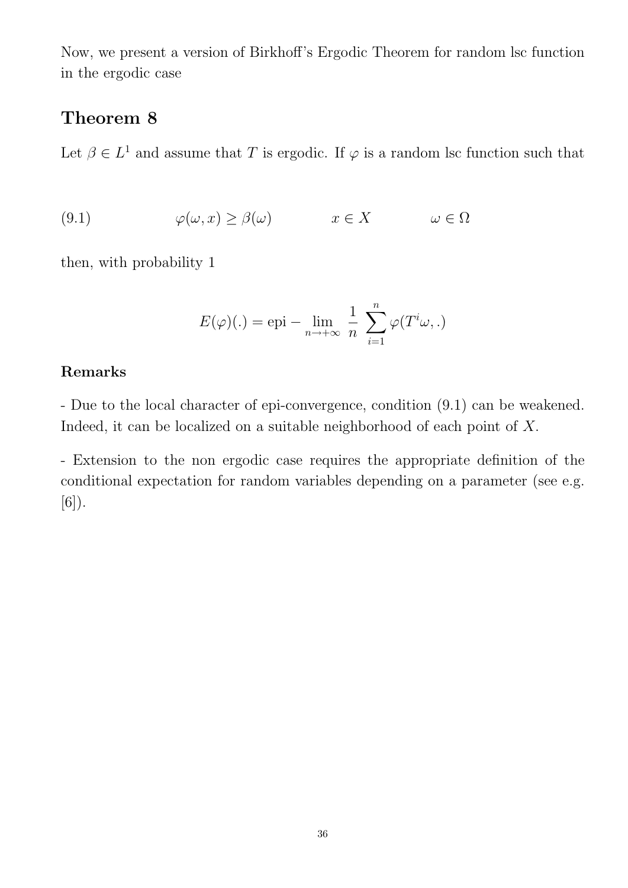Now, we present a version of Birkhoff's Ergodic Theorem for random lsc function in the ergodic case

## Theorem 8

Let $\beta \in L^1$ and assume that $T$ is ergodic. If $\varphi$ is a random lsc function such that

$$\varphi(\omega, x) \geq \beta(\omega) \qquad x \in X \qquad \omega \in \Omega \tag{9.1}$$

then, with probability 1

$$E(\varphi)(.) = \text{epi} - \lim_{n \to +\infty} \frac{1}{n} \sum_{i=1}^{n} \varphi(T^i \omega, .)$$

**Remarks**

- Due to the local character of epi-convergence, condition (9.1) can be weakened. Indeed, it can be localized on a suitable neighborhood of each point of $X$.

- Extension to the non ergodic case requires the appropriate definition of the conditional expectation for random variables depending on a parameter (see e.g. [6]).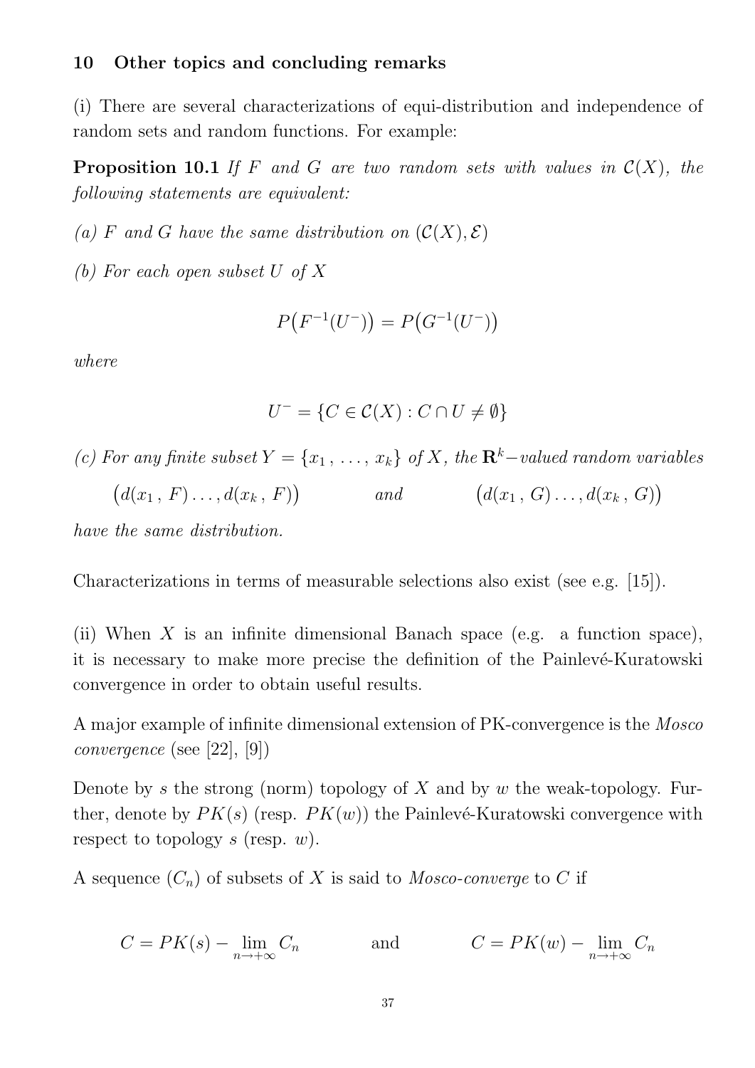## 10 Other topics and concluding remarks

(i) There are several characterizations of equi-distribution and independence of random sets and random functions. For example:

**Proposition 10.1** *If $F$ and $G$ are two random sets with values in $\mathcal{C}(X)$, the following statements are equivalent:*

*(a) $F$ and $G$ have the same distribution on $(\mathcal{C}(X), \mathcal{E})$*

*(b) For each open subset $U$ of $X$*

$$P\big(F^{-1}(U^{-})\big) = P\big(G^{-1}(U^{-})\big)$$

*where*

$$U^{-} = \{C \in \mathcal{C}(X) : C \cap U \neq \emptyset\}$$

*(c) For any finite subset $Y = \{x_1 \,,\, \ldots,\, x_k\}$ of $X$, the $\mathbf{R}^k$–valued random variables*

$$\big(d(x_1\,,\, F) \ldots, d(x_k\,,\, F)\big) \qquad \text{and} \qquad \big(d(x_1\,,\, G) \ldots, d(x_k\,,\, G)\big)$$

*have the same distribution.*

Characterizations in terms of measurable selections also exist (see e.g. [15]).

(ii) When $X$ is an infinite dimensional Banach space (e.g. a function space), it is necessary to make more precise the definition of the Painlevé-Kuratowski convergence in order to obtain useful results.

A major example of infinite dimensional extension of PK-convergence is the *Mosco convergence* (see [22], [9])

Denote by $s$ the strong (norm) topology of $X$ and by $w$ the weak-topology. Further, denote by $PK(s)$ (resp. $PK(w)$) the Painlevé-Kuratowski convergence with respect to topology $s$ (resp. $w$).

A sequence $(C_n)$ of subsets of $X$ is said to *Mosco-converge* to $C$ if

$$C = PK(s) - \lim_{n \to +\infty} C_n \qquad \text{and} \qquad C = PK(w) - \lim_{n \to +\infty} C_n$$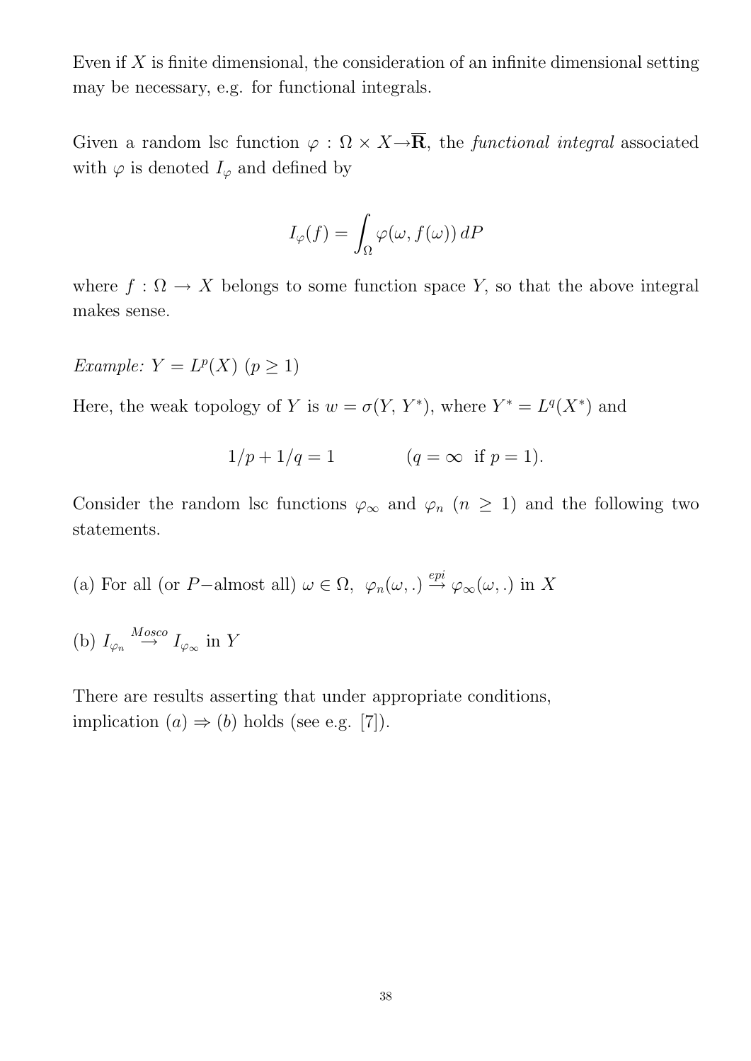Even if $X$ is finite dimensional, the consideration of an infinite dimensional setting may be necessary, e.g. for functional integrals.

Given a random lsc function $\varphi : \Omega \times X \to \overline{\mathbf{R}}$, the *functional integral* associated with $\varphi$ is denoted $I_\varphi$ and defined by

$$I_\varphi(f) = \int_\Omega \varphi(\omega, f(\omega))\, dP$$

where $f : \Omega \to X$ belongs to some function space $Y$, so that the above integral makes sense.

*Example:* $Y = L^p(X)$ $(p \geq 1)$

Here, the weak topology of $Y$ is $w = \sigma(Y, Y^*)$, where $Y^* = L^q(X^*)$ and

$$1/p + 1/q = 1 \qquad\qquad (q = \infty \;\text{ if } p = 1).$$

Consider the random lsc functions $\varphi_\infty$ and $\varphi_n$ $(n \geq 1)$ and the following two statements.

(a) For all (or $P-$almost all) $\omega \in \Omega$, $\varphi_n(\omega, .) \stackrel{epi}{\to} \varphi_\infty(\omega, .)$ in $X$

(b) $I_{\varphi_n} \stackrel{Mosco}{\to} I_{\varphi_\infty}$ in $Y$

There are results asserting that under appropriate conditions, implication $(a) \Rightarrow (b)$ holds (see e.g. [7]).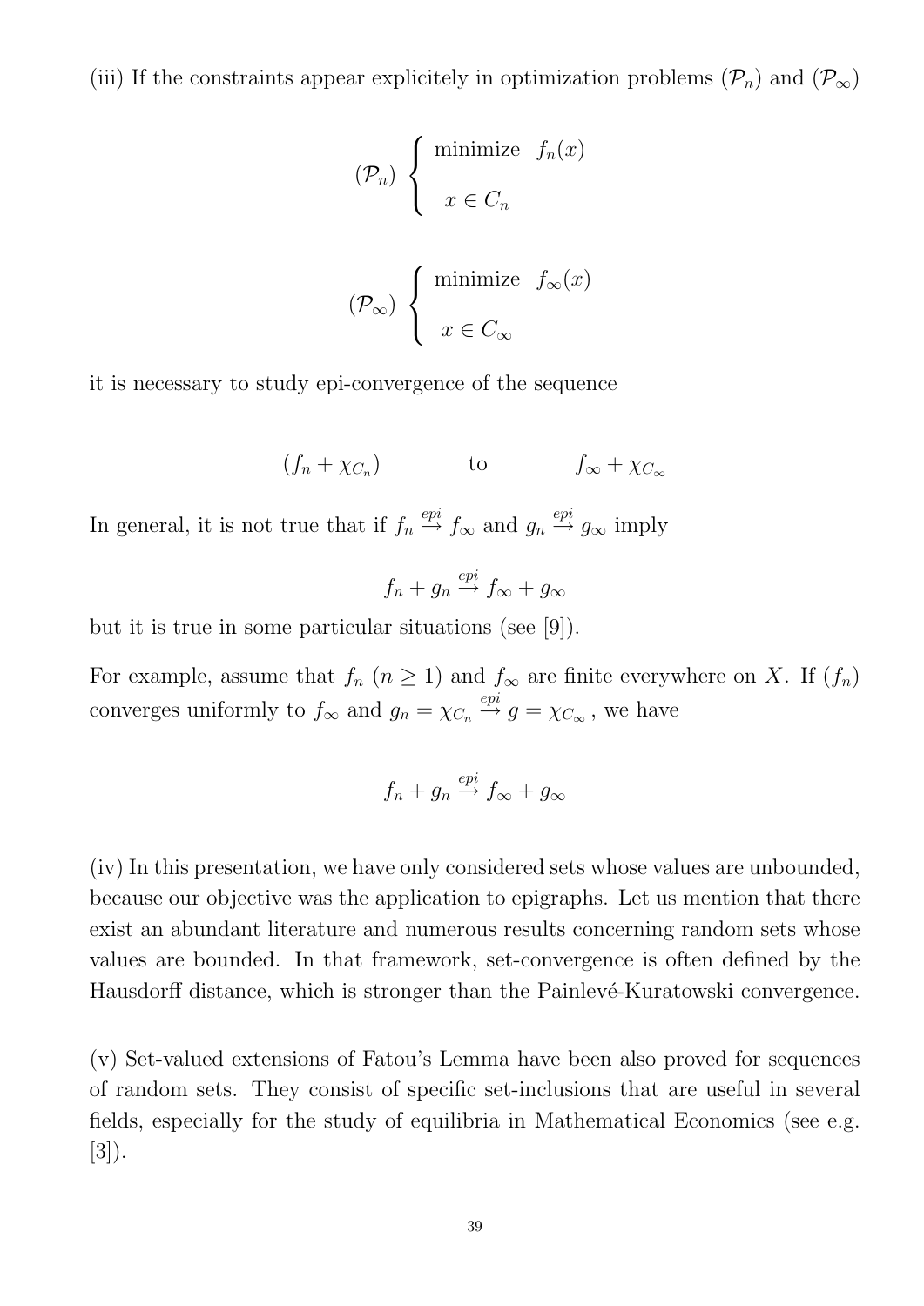(iii) If the constraints appear explicitely in optimization problems $(\mathcal{P}_n)$ and $(\mathcal{P}_\infty)$

$$(\mathcal{P}_n) \begin{cases} \text{minimize} \quad f_n(x) \\ \quad x \in C_n \end{cases}$$

$$(\mathcal{P}_\infty) \begin{cases} \text{minimize} \quad f_\infty(x) \\ \quad x \in C_\infty \end{cases}$$

it is necessary to study epi-convergence of the sequence

$$(f_n + \chi_{C_n}) \qquad \text{to} \qquad f_\infty + \chi_{C_\infty}$$

In general, it is not true that if $f_n \stackrel{epi}{\to} f_\infty$ and $g_n \stackrel{epi}{\to} g_\infty$ imply

$$f_n + g_n \stackrel{epi}{\to} f_\infty + g_\infty$$

but it is true in some particular situations (see [9]).

For example, assume that $f_n$ $(n \geq 1)$ and $f_\infty$ are finite everywhere on $X$. If $(f_n)$ converges uniformly to $f_\infty$ and $g_n = \chi_{C_n} \stackrel{epi}{\to} g = \chi_{C_\infty}$, we have

$$f_n + g_n \stackrel{epi}{\to} f_\infty + g_\infty$$

(iv) In this presentation, we have only considered sets whose values are unbounded, because our objective was the application to epigraphs. Let us mention that there exist an abundant literature and numerous results concerning random sets whose values are bounded. In that framework, set-convergence is often defined by the Hausdorff distance, which is stronger than the Painlevé-Kuratowski convergence.

(v) Set-valued extensions of Fatou's Lemma have been also proved for sequences of random sets. They consist of specific set-inclusions that are useful in several fields, especially for the study of equilibria in Mathematical Economics (see e.g. [3]).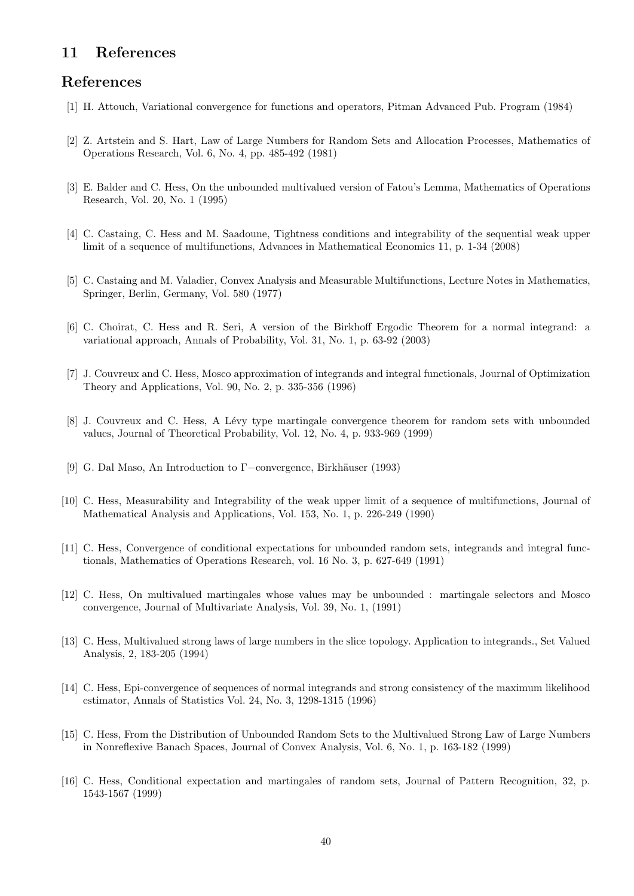## 11 References

## References

[1] H. Attouch, Variational convergence for functions and operators, Pitman Advanced Pub. Program (1984)

[2] Z. Artstein and S. Hart, Law of Large Numbers for Random Sets and Allocation Processes, Mathematics of Operations Research, Vol. 6, No. 4, pp. 485-492 (1981)

[3] E. Balder and C. Hess, On the unbounded multivalued version of Fatou's Lemma, Mathematics of Operations Research, Vol. 20, No. 1 (1995)

[4] C. Castaing, C. Hess and M. Saadoune, Tightness conditions and integrability of the sequential weak upper limit of a sequence of multifunctions, Advances in Mathematical Economics 11, p. 1-34 (2008)

[5] C. Castaing and M. Valadier, Convex Analysis and Measurable Multifunctions, Lecture Notes in Mathematics, Springer, Berlin, Germany, Vol. 580 (1977)

[6] C. Choirat, C. Hess and R. Seri, A version of the Birkhoff Ergodic Theorem for a normal integrand: a variational approach, Annals of Probability, Vol. 31, No. 1, p. 63-92 (2003)

[7] J. Couvreux and C. Hess, Mosco approximation of integrands and integral functionals, Journal of Optimization Theory and Applications, Vol. 90, No. 2, p. 335-356 (1996)

[8] J. Couvreux and C. Hess, A Lévy type martingale convergence theorem for random sets with unbounded values, Journal of Theoretical Probability, Vol. 12, No. 4, p. 933-969 (1999)

[9] G. Dal Maso, An Introduction to $\Gamma-$convergence, Birkhäuser (1993)

[10] C. Hess, Measurability and Integrability of the weak upper limit of a sequence of multifunctions, Journal of Mathematical Analysis and Applications, Vol. 153, No. 1, p. 226-249 (1990)

[11] C. Hess, Convergence of conditional expectations for unbounded random sets, integrands and integral functionals, Mathematics of Operations Research, vol. 16 No. 3, p. 627-649 (1991)

[12] C. Hess, On multivalued martingales whose values may be unbounded : martingale selectors and Mosco convergence, Journal of Multivariate Analysis, Vol. 39, No. 1, (1991)

[13] C. Hess, Multivalued strong laws of large numbers in the slice topology. Application to integrands., Set Valued Analysis, 2, 183-205 (1994)

[14] C. Hess, Epi-convergence of sequences of normal integrands and strong consistency of the maximum likelihood estimator, Annals of Statistics Vol. 24, No. 3, 1298-1315 (1996)

[15] C. Hess, From the Distribution of Unbounded Random Sets to the Multivalued Strong Law of Large Numbers in Nonreflexive Banach Spaces, Journal of Convex Analysis, Vol. 6, No. 1, p. 163-182 (1999)

[16] C. Hess, Conditional expectation and martingales of random sets, Journal of Pattern Recognition, 32, p. 1543-1567 (1999)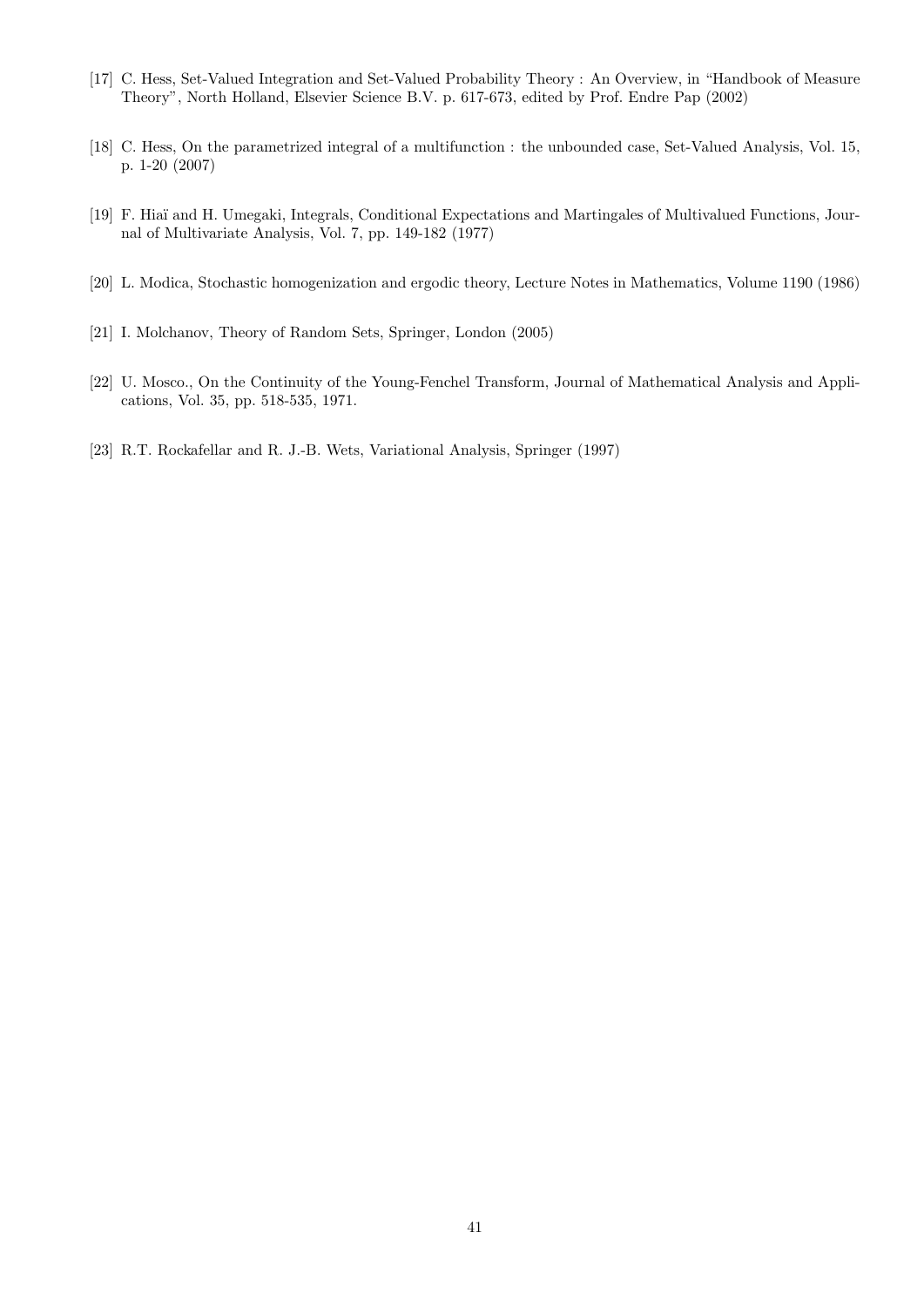[17] C. Hess, Set-Valued Integration and Set-Valued Probability Theory : An Overview, in "Handbook of Measure Theory", North Holland, Elsevier Science B.V. p. 617-673, edited by Prof. Endre Pap (2002)

[18] C. Hess, On the parametrized integral of a multifunction : the unbounded case, Set-Valued Analysis, Vol. 15, p. 1-20 (2007)

[19] F. Hiaï and H. Umegaki, Integrals, Conditional Expectations and Martingales of Multivalued Functions, Journal of Multivariate Analysis, Vol. 7, pp. 149-182 (1977)

[20] L. Modica, Stochastic homogenization and ergodic theory, Lecture Notes in Mathematics, Volume 1190 (1986)

[21] I. Molchanov, Theory of Random Sets, Springer, London (2005)

[22] U. Mosco., On the Continuity of the Young-Fenchel Transform, Journal of Mathematical Analysis and Applications, Vol. 35, pp. 518-535, 1971.

[23] R.T. Rockafellar and R. J.-B. Wets, Variational Analysis, Springer (1997)